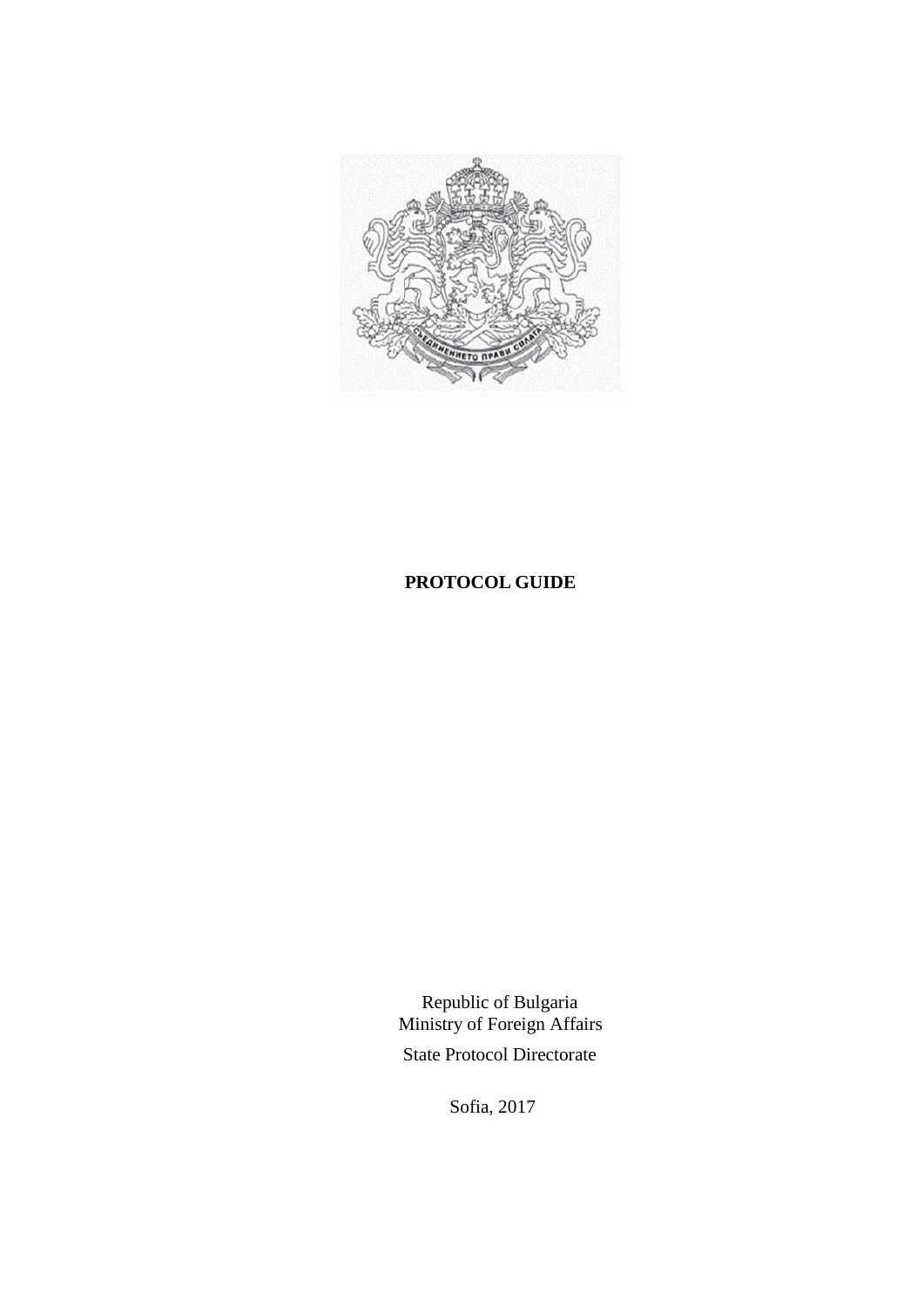# PROTOCOL GUIDE

Republic of Bulgaria
Ministry of Foreign Affairs
State Protocol Directorate

Sofia, 2017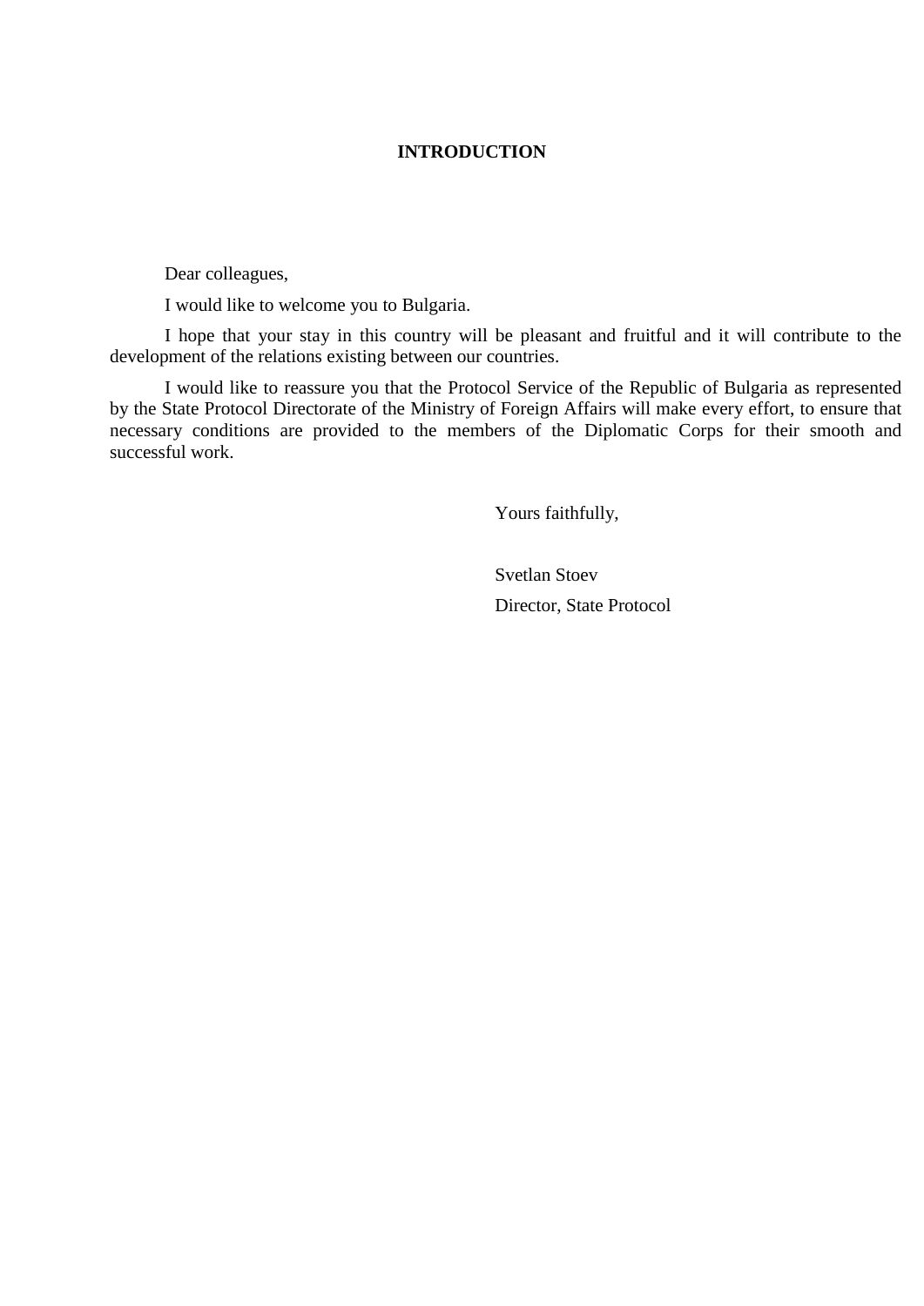# INTRODUCTION

Dear colleagues,

I would like to welcome you to Bulgaria.

I hope that your stay in this country will be pleasant and fruitful and it will contribute to the development of the relations existing between our countries.

I would like to reassure you that the Protocol Service of the Republic of Bulgaria as represented by the State Protocol Directorate of the Ministry of Foreign Affairs will make every effort, to ensure that necessary conditions are provided to the members of the Diplomatic Corps for their smooth and successful work.

Yours faithfully,

Svetlan Stoev

Director, State Protocol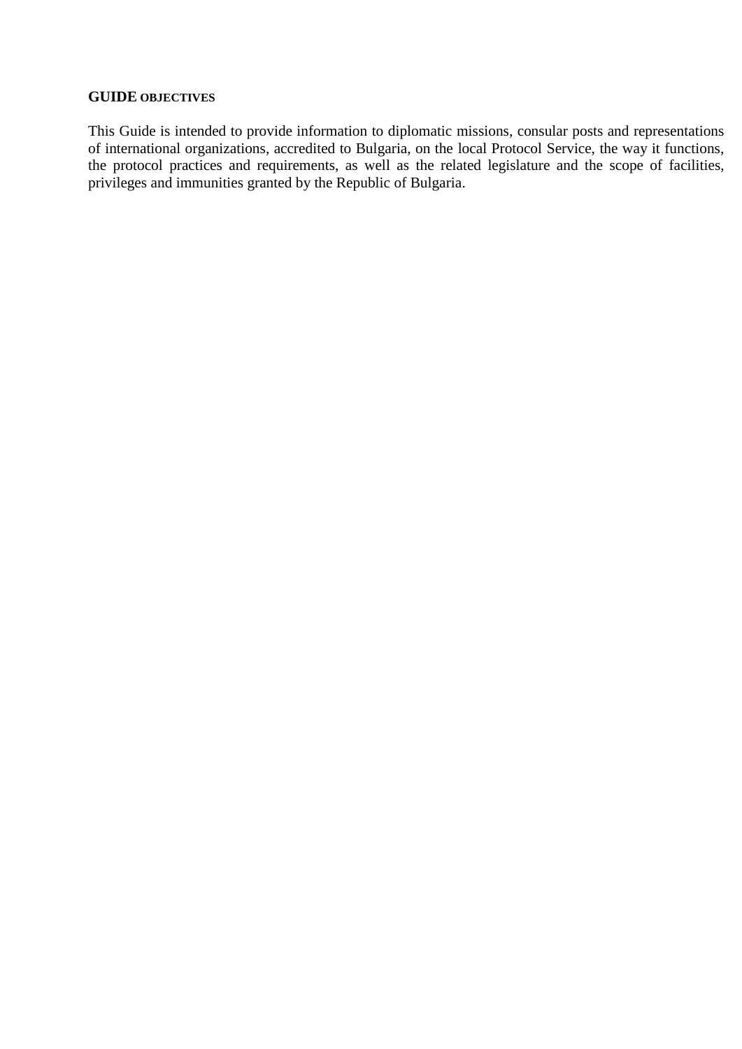## GUIDE OBJECTIVES

This Guide is intended to provide information to diplomatic missions, consular posts and representations of international organizations, accredited to Bulgaria, on the local Protocol Service, the way it functions, the protocol practices and requirements, as well as the related legislature and the scope of facilities, privileges and immunities granted by the Republic of Bulgaria.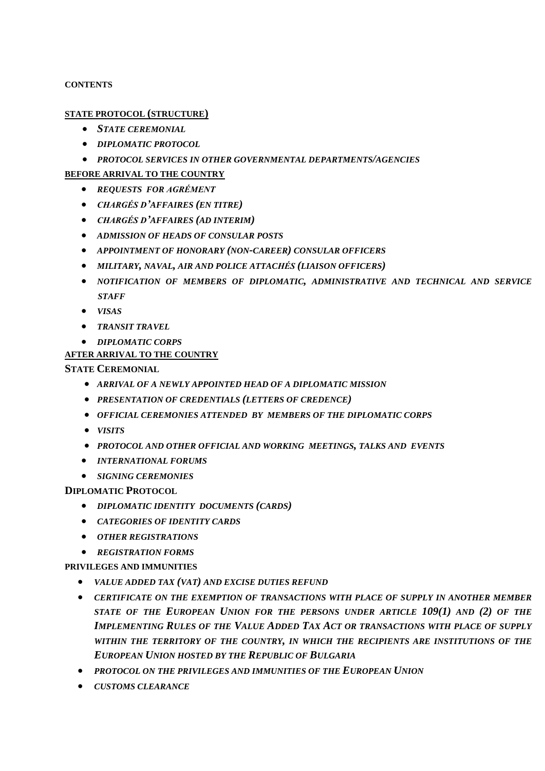**CONTENTS**

**STATE PROTOCOL (STRUCTURE)**

- ***STATE CEREMONIAL***
- ***DIPLOMATIC PROTOCOL***
- ***PROTOCOL SERVICES IN OTHER GOVERNMENTAL DEPARTMENTS/AGENCIES***

**BEFORE ARRIVAL TO THE COUNTRY**

- ***REQUESTS FOR AGRÉMENT***
- ***CHARGÉS D'AFFAIRES (EN TITRE)***
- ***CHARGÉS D'AFFAIRES (AD INTERIM)***
- ***ADMISSION OF HEADS OF CONSULAR POSTS***
- ***APPOINTMENT OF HONORARY (NON-CAREER) CONSULAR OFFICERS***
- ***MILITARY, NAVAL, AIR AND POLICE ATTACHÉS (LIAISON OFFICERS)***
- ***NOTIFICATION OF MEMBERS OF DIPLOMATIC, ADMINISTRATIVE AND TECHNICAL AND SERVICE STAFF***
- ***VISAS***
- ***TRANSIT TRAVEL***
- ***DIPLOMATIC CORPS***

**AFTER ARRIVAL TO THE COUNTRY**

**STATE CEREMONIAL**

- ***ARRIVAL OF A NEWLY APPOINTED HEAD OF A DIPLOMATIC MISSION***
- ***PRESENTATION OF CREDENTIALS (LETTERS OF CREDENCE)***
- ***OFFICIAL CEREMONIES ATTENDED BY MEMBERS OF THE DIPLOMATIC CORPS***
- ***VISITS***
- ***PROTOCOL AND OTHER OFFICIAL AND WORKING MEETINGS, TALKS AND EVENTS***
- ***INTERNATIONAL FORUMS***
- ***SIGNING CEREMONIES***

**DIPLOMATIC PROTOCOL**

- ***DIPLOMATIC IDENTITY DOCUMENTS (CARDS)***
- ***CATEGORIES OF IDENTITY CARDS***
- ***OTHER REGISTRATIONS***
- ***REGISTRATION FORMS***

**PRIVILEGES AND IMMUNITIES**

- ***VALUE ADDED TAX (VAT) AND EXCISE DUTIES REFUND***
- ***CERTIFICATE ON THE EXEMPTION OF TRANSACTIONS WITH PLACE OF SUPPLY IN ANOTHER MEMBER STATE OF THE EUROPEAN UNION FOR THE PERSONS UNDER ARTICLE 109(1) AND (2) OF THE IMPLEMENTING RULES OF THE VALUE ADDED TAX ACT OR TRANSACTIONS WITH PLACE OF SUPPLY WITHIN THE TERRITORY OF THE COUNTRY, IN WHICH THE RECIPIENTS ARE INSTITUTIONS OF THE EUROPEAN UNION HOSTED BY THE REPUBLIC OF BULGARIA***
- ***PROTOCOL ON THE PRIVILEGES AND IMMUNITIES OF THE EUROPEAN UNION***
- ***CUSTOMS CLEARANCE***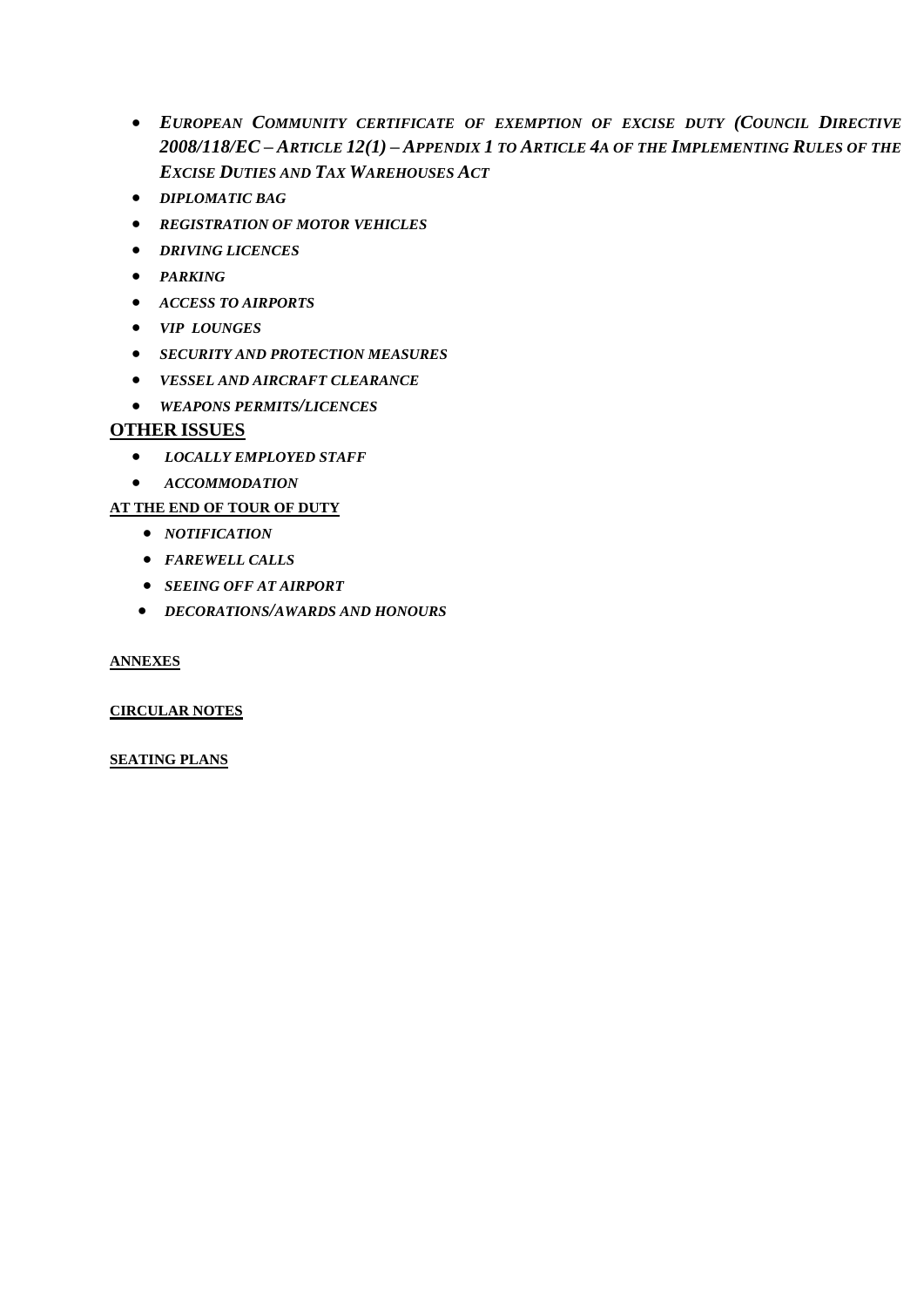- ***EUROPEAN COMMUNITY CERTIFICATE OF EXEMPTION OF EXCISE DUTY (COUNCIL DIRECTIVE 2008/118/EC – ARTICLE 12(1) – APPENDIX 1 TO ARTICLE 4A OF THE IMPLEMENTING RULES OF THE EXCISE DUTIES AND TAX WAREHOUSES ACT***
- ***DIPLOMATIC BAG***
- ***REGISTRATION OF MOTOR VEHICLES***
- ***DRIVING LICENCES***
- ***PARKING***
- ***ACCESS TO AIRPORTS***
- ***VIP LOUNGES***
- ***SECURITY AND PROTECTION MEASURES***
- ***VESSEL AND AIRCRAFT CLEARANCE***
- ***WEAPONS PERMITS/LICENCES***

## OTHER ISSUES

- ***LOCALLY EMPLOYED STAFF***
- ***ACCOMMODATION***

**AT THE END OF TOUR OF DUTY**

- ***NOTIFICATION***
- ***FAREWELL CALLS***
- ***SEEING OFF AT AIRPORT***
- ***DECORATIONS/AWARDS AND HONOURS***

**ANNEXES**

**CIRCULAR NOTES**

**SEATING PLANS**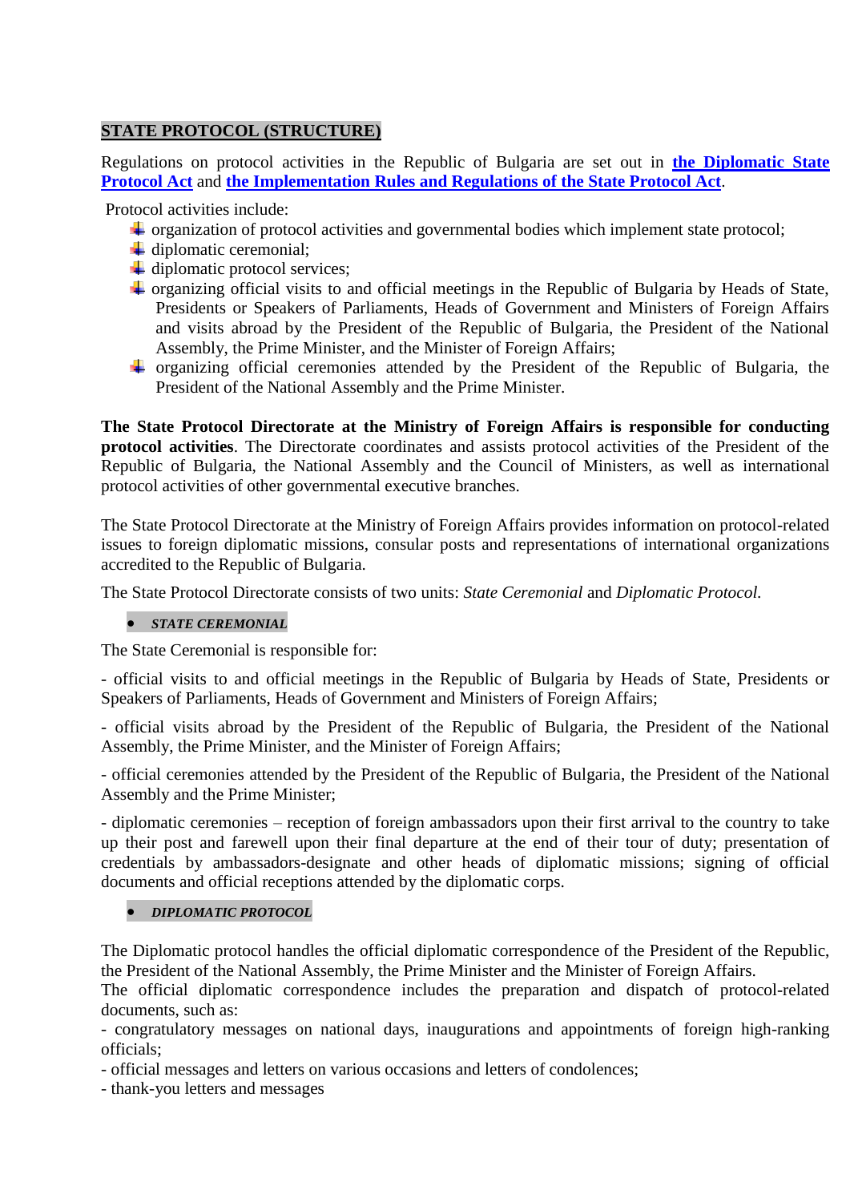## STATE PROTOCOL (STRUCTURE)

Regulations on protocol activities in the Republic of Bulgaria are set out in **the Diplomatic State Protocol Act** and **the Implementation Rules and Regulations of the State Protocol Act**.

Protocol activities include:

- organization of protocol activities and governmental bodies which implement state protocol;
- diplomatic ceremonial;
- diplomatic protocol services;
- organizing official visits to and official meetings in the Republic of Bulgaria by Heads of State, Presidents or Speakers of Parliaments, Heads of Government and Ministers of Foreign Affairs and visits abroad by the President of the Republic of Bulgaria, the President of the National Assembly, the Prime Minister, and the Minister of Foreign Affairs;
- organizing official ceremonies attended by the President of the Republic of Bulgaria, the President of the National Assembly and the Prime Minister.

**The State Protocol Directorate at the Ministry of Foreign Affairs is responsible for conducting protocol activities**. The Directorate coordinates and assists protocol activities of the President of the Republic of Bulgaria, the National Assembly and the Council of Ministers, as well as international protocol activities of other governmental executive branches.

The State Protocol Directorate at the Ministry of Foreign Affairs provides information on protocol-related issues to foreign diplomatic missions, consular posts and representations of international organizations accredited to the Republic of Bulgaria.

The State Protocol Directorate consists of two units: *State Ceremonial* and *Diplomatic Protocol.*

- ***STATE CEREMONIAL***

The State Ceremonial is responsible for:

- official visits to and official meetings in the Republic of Bulgaria by Heads of State, Presidents or Speakers of Parliaments, Heads of Government and Ministers of Foreign Affairs;

- official visits abroad by the President of the Republic of Bulgaria, the President of the National Assembly, the Prime Minister, and the Minister of Foreign Affairs;

- official ceremonies attended by the President of the Republic of Bulgaria, the President of the National Assembly and the Prime Minister;

- diplomatic ceremonies – reception of foreign ambassadors upon their first arrival to the country to take up their post and farewell upon their final departure at the end of their tour of duty; presentation of credentials by ambassadors-designate and other heads of diplomatic missions; signing of official documents and official receptions attended by the diplomatic corps.

- ***DIPLOMATIC PROTOCOL***

The Diplomatic protocol handles the official diplomatic correspondence of the President of the Republic, the President of the National Assembly, the Prime Minister and the Minister of Foreign Affairs.
The official diplomatic correspondence includes the preparation and dispatch of protocol-related documents, such as:
- congratulatory messages on national days, inaugurations and appointments of foreign high-ranking officials;
- official messages and letters on various occasions and letters of condolences;
- thank-you letters and messages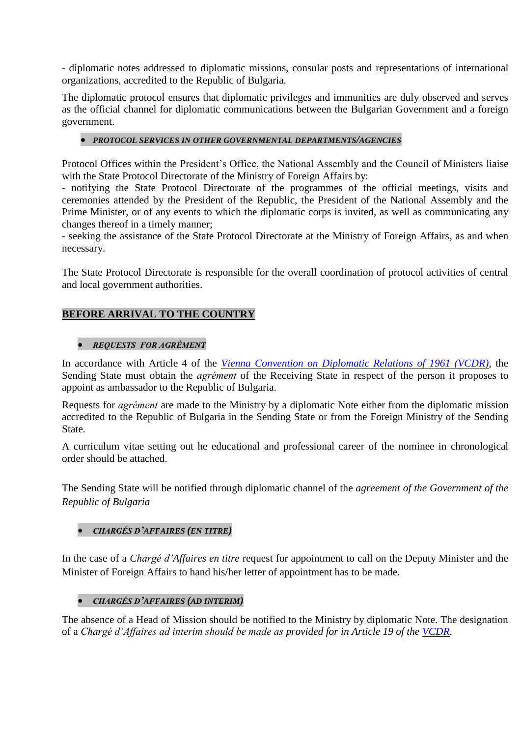- diplomatic notes addressed to diplomatic missions, consular posts and representations of international organizations, accredited to the Republic of Bulgaria.

The diplomatic protocol ensures that diplomatic privileges and immunities are duly observed and serves as the official channel for diplomatic communications between the Bulgarian Government and a foreign government.

- ***PROTOCOL SERVICES IN OTHER GOVERNMENTAL DEPARTMENTS/AGENCIES***

Protocol Offices within the President's Office, the National Assembly and the Council of Ministers liaise with the State Protocol Directorate of the Ministry of Foreign Affairs by:
- notifying the State Protocol Directorate of the programmes of the official meetings, visits and ceremonies attended by the President of the Republic, the President of the National Assembly and the Prime Minister, or of any events to which the diplomatic corps is invited, as well as communicating any changes thereof in a timely manner;
- seeking the assistance of the State Protocol Directorate at the Ministry of Foreign Affairs, as and when necessary.

The State Protocol Directorate is responsible for the overall coordination of protocol activities of central and local government authorities.

## BEFORE ARRIVAL TO THE COUNTRY

- ***REQUESTS FOR AGRÉMENT***

In accordance with Article 4 of the *Vienna Convention on Diplomatic Relations of 1961 (VCDR)*, the Sending State must obtain the *agrément* of the Receiving State in respect of the person it proposes to appoint as ambassador to the Republic of Bulgaria.

Requests for *agrément* are made to the Ministry by a diplomatic Note either from the diplomatic mission accredited to the Republic of Bulgaria in the Sending State or from the Foreign Ministry of the Sending State.

A curriculum vitae setting out he educational and professional career of the nominee in chronological order should be attached.

The Sending State will be notified through diplomatic channel of the *agreement of the Government of the Republic of Bulgaria*

- ***CHARGÉS D'AFFAIRES (EN TITRE)***

In the case of a *Chargé d'Affaires en titre* request for appointment to call on the Deputy Minister and the Minister of Foreign Affairs to hand his/her letter of appointment has to be made.

- ***CHARGÉS D'AFFAIRES (AD INTERIM)***

The absence of a Head of Mission should be notified to the Ministry by diplomatic Note. The designation of a *Chargé d'Affaires ad interim should be made as provided for in Article 19 of the VCDR*.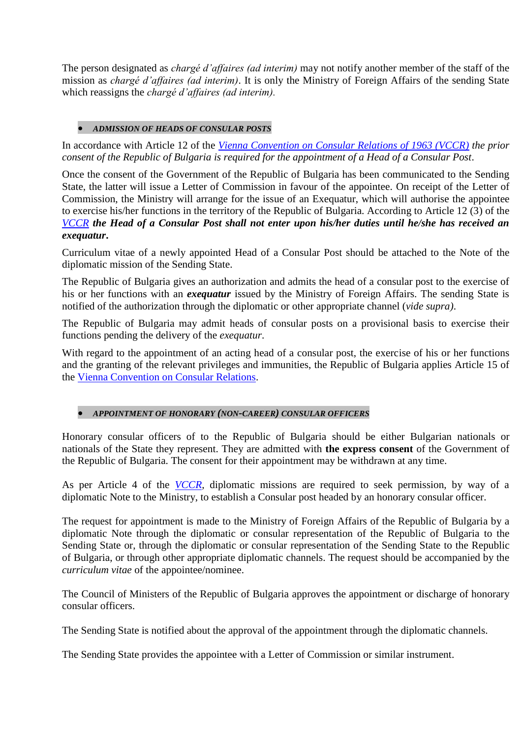The person designated as *chargé d'affaires (ad interim)* may not notify another member of the staff of the mission as *chargé d'affaires (ad interim)*. It is only the Ministry of Foreign Affairs of the sending State which reassigns the *chargé d'affaires (ad interim)*.

- ***ADMISSION OF HEADS OF CONSULAR POSTS***

In accordance with Article 12 of the *Vienna Convention on Consular Relations of 1963 (VCCR) the prior consent of the Republic of Bulgaria is required for the appointment of a Head of a Consular Post*.

Once the consent of the Government of the Republic of Bulgaria has been communicated to the Sending State, the latter will issue a Letter of Commission in favour of the appointee. On receipt of the Letter of Commission, the Ministry will arrange for the issue of an Exequatur, which will authorise the appointee to exercise his/her functions in the territory of the Republic of Bulgaria. According to Article 12 (3) of the *VCCR* ***the Head of a Consular Post shall not enter upon his/her duties until he/she has received an exequatur.***

Curriculum vitae of a newly appointed Head of a Consular Post should be attached to the Note of the diplomatic mission of the Sending State.

The Republic of Bulgaria gives an authorization and admits the head of a consular post to the exercise of his or her functions with an ***exequatur*** issued by the Ministry of Foreign Affairs. The sending State is notified of the authorization through the diplomatic or other appropriate channel (*vide supra)*.

The Republic of Bulgaria may admit heads of consular posts on a provisional basis to exercise their functions pending the delivery of the *exequatur*.

With regard to the appointment of an acting head of a consular post, the exercise of his or her functions and the granting of the relevant privileges and immunities, the Republic of Bulgaria applies Article 15 of the Vienna Convention on Consular Relations.

- ***APPOINTMENT OF HONORARY (NON-CAREER) CONSULAR OFFICERS***

Honorary consular officers of to the Republic of Bulgaria should be either Bulgarian nationals or nationals of the State they represent. They are admitted with **the express consent** of the Government of the Republic of Bulgaria. The consent for their appointment may be withdrawn at any time.

As per Article 4 of the *VCCR*, diplomatic missions are required to seek permission, by way of a diplomatic Note to the Ministry, to establish a Consular post headed by an honorary consular officer.

The request for appointment is made to the Ministry of Foreign Affairs of the Republic of Bulgaria by a diplomatic Note through the diplomatic or consular representation of the Republic of Bulgaria to the Sending State or, through the diplomatic or consular representation of the Sending State to the Republic of Bulgaria, or through other appropriate diplomatic channels. The request should be accompanied by the *curriculum vitae* of the appointee/nominee.

The Council of Ministers of the Republic of Bulgaria approves the appointment or discharge of honorary consular officers.

The Sending State is notified about the approval of the appointment through the diplomatic channels.

The Sending State provides the appointee with a Letter of Commission or similar instrument.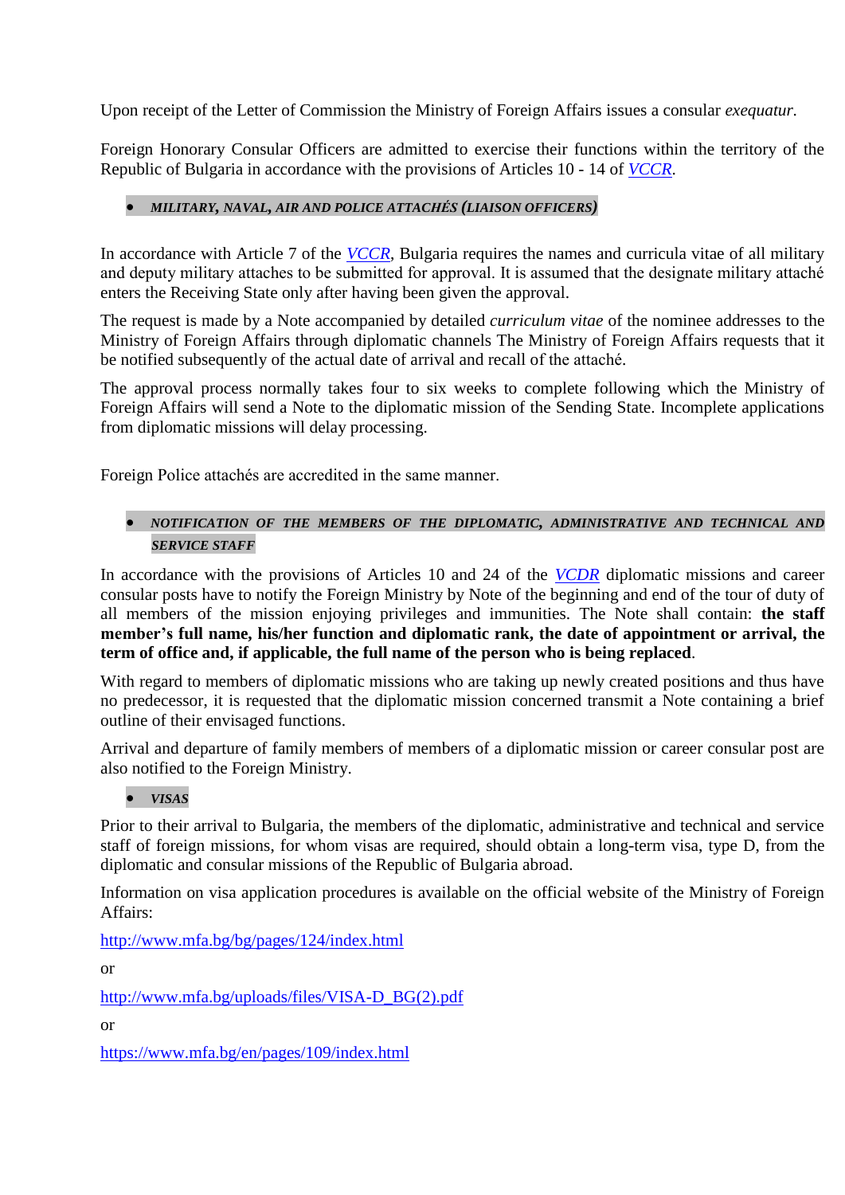Upon receipt of the Letter of Commission the Ministry of Foreign Affairs issues a consular *exequatur*.

Foreign Honorary Consular Officers are admitted to exercise their functions within the territory of the Republic of Bulgaria in accordance with the provisions of Articles 10 - 14 of [*VCCR*](#).

- ***MILITARY, NAVAL, AIR AND POLICE ATTACHÉS (LIAISON OFFICERS)***

In accordance with Article 7 of the [*VCCR*](#), Bulgaria requires the names and curricula vitae of all military and deputy military attaches to be submitted for approval. It is assumed that the designate military attaché enters the Receiving State only after having been given the approval.

The request is made by a Note accompanied by detailed *curriculum vitae* of the nominee addresses to the Ministry of Foreign Affairs through diplomatic channels The Ministry of Foreign Affairs requests that it be notified subsequently of the actual date of arrival and recall of the attaché.

The approval process normally takes four to six weeks to complete following which the Ministry of Foreign Affairs will send a Note to the diplomatic mission of the Sending State. Incomplete applications from diplomatic missions will delay processing.

Foreign Police attachés are accredited in the same manner.

- ***NOTIFICATION OF THE MEMBERS OF THE DIPLOMATIC, ADMINISTRATIVE AND TECHNICAL AND SERVICE STAFF***

In accordance with the provisions of Articles 10 and 24 of the [*VCDR*](#) diplomatic missions and career consular posts have to notify the Foreign Ministry by Note of the beginning and end of the tour of duty of all members of the mission enjoying privileges and immunities. The Note shall contain: **the staff member's full name, his/her function and diplomatic rank, the date of appointment or arrival, the term of office and, if applicable, the full name of the person who is being replaced**.

With regard to members of diplomatic missions who are taking up newly created positions and thus have no predecessor, it is requested that the diplomatic mission concerned transmit a Note containing a brief outline of their envisaged functions.

Arrival and departure of family members of members of a diplomatic mission or career consular post are also notified to the Foreign Ministry.

- ***VISAS***

Prior to their arrival to Bulgaria, the members of the diplomatic, administrative and technical and service staff of foreign missions, for whom visas are required, should obtain a long-term visa, type D, from the diplomatic and consular missions of the Republic of Bulgaria abroad.

Information on visa application procedures is available on the official website of the Ministry of Foreign Affairs:

http://www.mfa.bg/bg/pages/124/index.html

or

http://www.mfa.bg/uploads/files/VISA-D_BG(2).pdf

or

https://www.mfa.bg/en/pages/109/index.html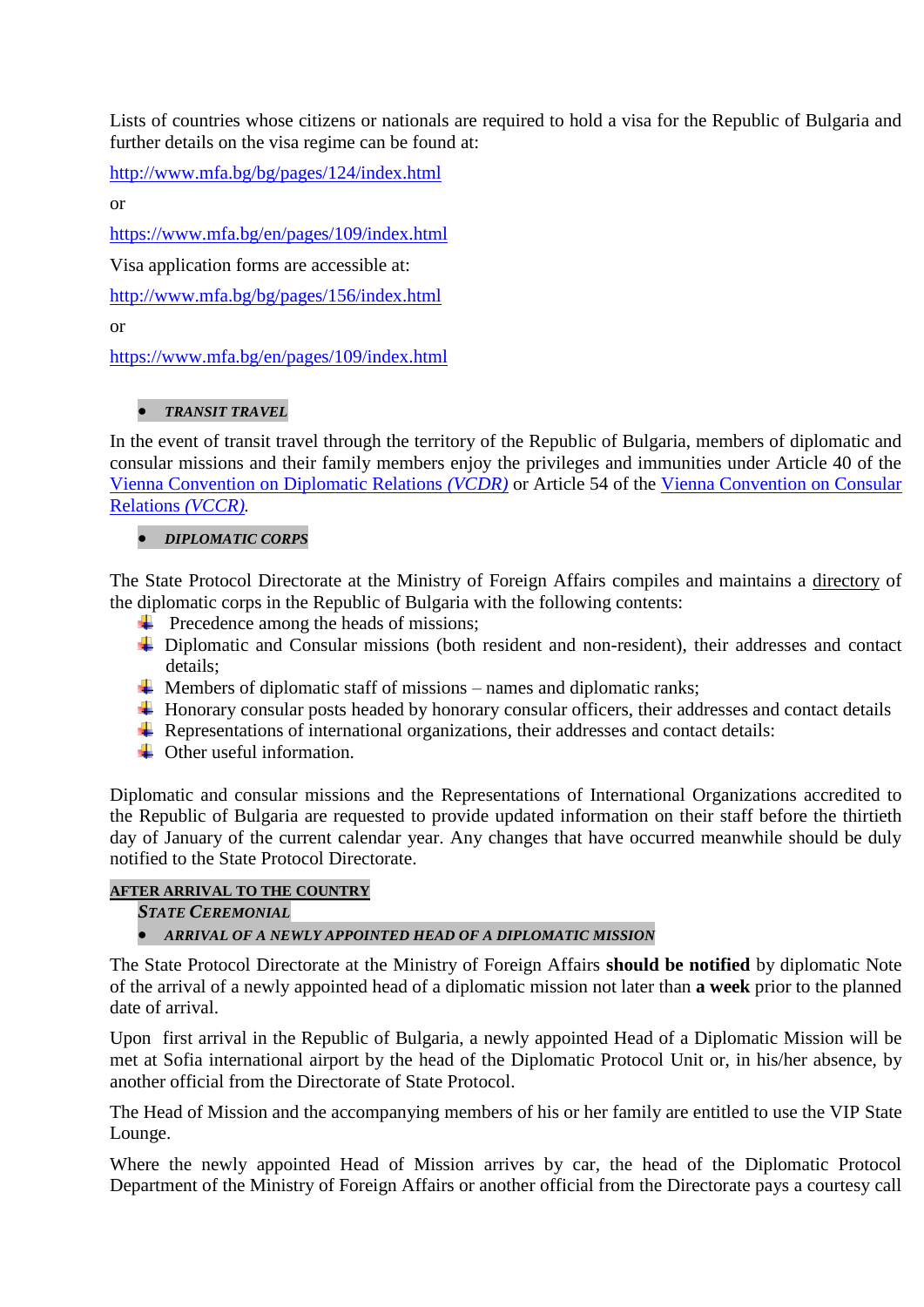Lists of countries whose citizens or nationals are required to hold a visa for the Republic of Bulgaria and further details on the visa regime can be found at:

http://www.mfa.bg/bg/pages/124/index.html

or

https://www.mfa.bg/en/pages/109/index.html

Visa application forms are accessible at:

http://www.mfa.bg/bg/pages/156/index.html

or

https://www.mfa.bg/en/pages/109/index.html

- ***TRANSIT TRAVEL***

In the event of transit travel through the territory of the Republic of Bulgaria, members of diplomatic and consular missions and their family members enjoy the privileges and immunities under Article 40 of the Vienna Convention on Diplomatic Relations *(VCDR)* or Article 54 of the Vienna Convention on Consular Relations *(VCCR)*.

- ***DIPLOMATIC CORPS***

The State Protocol Directorate at the Ministry of Foreign Affairs compiles and maintains a directory of the diplomatic corps in the Republic of Bulgaria with the following contents:

- Precedence among the heads of missions;
- Diplomatic and Consular missions (both resident and non-resident), their addresses and contact details;
- Members of diplomatic staff of missions – names and diplomatic ranks;
- Honorary consular posts headed by honorary consular officers, their addresses and contact details
- Representations of international organizations, their addresses and contact details:
- Other useful information.

Diplomatic and consular missions and the Representations of International Organizations accredited to the Republic of Bulgaria are requested to provide updated information on their staff before the thirtieth day of January of the current calendar year. Any changes that have occurred meanwhile should be duly notified to the State Protocol Directorate.

## AFTER ARRIVAL TO THE COUNTRY

### *STATE CEREMONIAL*

- ***ARRIVAL OF A NEWLY APPOINTED HEAD OF A DIPLOMATIC MISSION***

The State Protocol Directorate at the Ministry of Foreign Affairs **should be notified** by diplomatic Note of the arrival of a newly appointed head of a diplomatic mission not later than **a week** prior to the planned date of arrival.

Upon first arrival in the Republic of Bulgaria, a newly appointed Head of a Diplomatic Mission will be met at Sofia international airport by the head of the Diplomatic Protocol Unit or, in his/her absence, by another official from the Directorate of State Protocol.

The Head of Mission and the accompanying members of his or her family are entitled to use the VIP State Lounge.

Where the newly appointed Head of Mission arrives by car, the head of the Diplomatic Protocol Department of the Ministry of Foreign Affairs or another official from the Directorate pays a courtesy call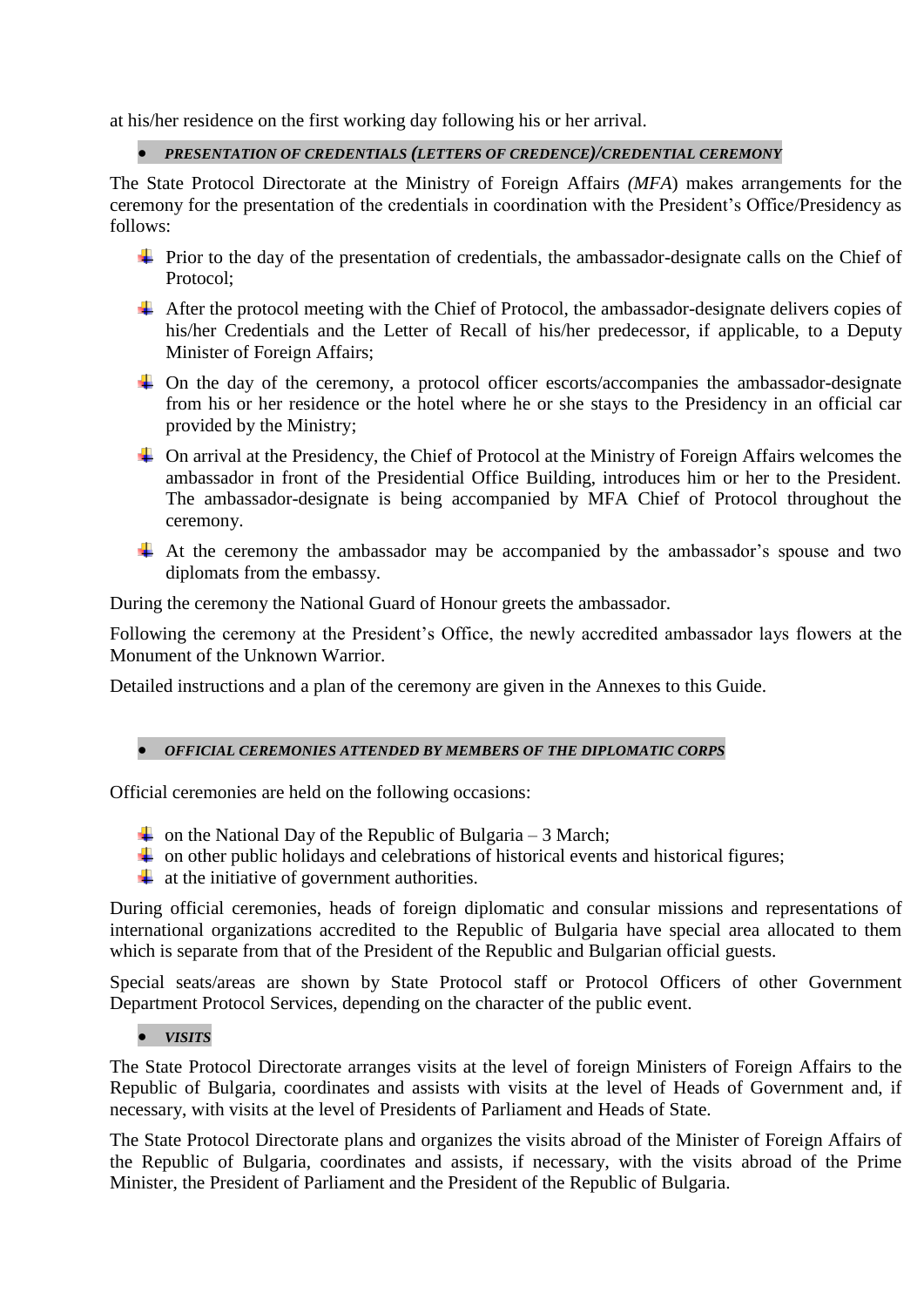at his/her residence on the first working day following his or her arrival.

- ***PRESENTATION OF CREDENTIALS (LETTERS OF CREDENCE)/CREDENTIAL CEREMONY***

The State Protocol Directorate at the Ministry of Foreign Affairs *(MFA*) makes arrangements for the ceremony for the presentation of the credentials in coordination with the President's Office/Presidency as follows:

- Prior to the day of the presentation of credentials, the ambassador-designate calls on the Chief of Protocol;
- After the protocol meeting with the Chief of Protocol, the ambassador-designate delivers copies of his/her Credentials and the Letter of Recall of his/her predecessor, if applicable, to a Deputy Minister of Foreign Affairs;
- On the day of the ceremony, a protocol officer escorts/accompanies the ambassador-designate from his or her residence or the hotel where he or she stays to the Presidency in an official car provided by the Ministry;
- On arrival at the Presidency, the Chief of Protocol at the Ministry of Foreign Affairs welcomes the ambassador in front of the Presidential Office Building, introduces him or her to the President. The ambassador-designate is being accompanied by MFA Chief of Protocol throughout the ceremony.
- At the ceremony the ambassador may be accompanied by the ambassador's spouse and two diplomats from the embassy.

During the ceremony the National Guard of Honour greets the ambassador.

Following the ceremony at the President's Office, the newly accredited ambassador lays flowers at the Monument of the Unknown Warrior.

Detailed instructions and a plan of the ceremony are given in the Annexes to this Guide.

- ***OFFICIAL CEREMONIES ATTENDED BY MEMBERS OF THE DIPLOMATIC CORPS***

Official ceremonies are held on the following occasions:

- on the National Day of the Republic of Bulgaria – 3 March;
- on other public holidays and celebrations of historical events and historical figures;
- at the initiative of government authorities.

During official ceremonies, heads of foreign diplomatic and consular missions and representations of international organizations accredited to the Republic of Bulgaria have special area allocated to them which is separate from that of the President of the Republic and Bulgarian official guests.

Special seats/areas are shown by State Protocol staff or Protocol Officers of other Government Department Protocol Services, depending on the character of the public event.

- ***VISITS***

The State Protocol Directorate arranges visits at the level of foreign Ministers of Foreign Affairs to the Republic of Bulgaria, coordinates and assists with visits at the level of Heads of Government and, if necessary, with visits at the level of Presidents of Parliament and Heads of State.

The State Protocol Directorate plans and organizes the visits abroad of the Minister of Foreign Affairs of the Republic of Bulgaria, coordinates and assists, if necessary, with the visits abroad of the Prime Minister, the President of Parliament and the President of the Republic of Bulgaria.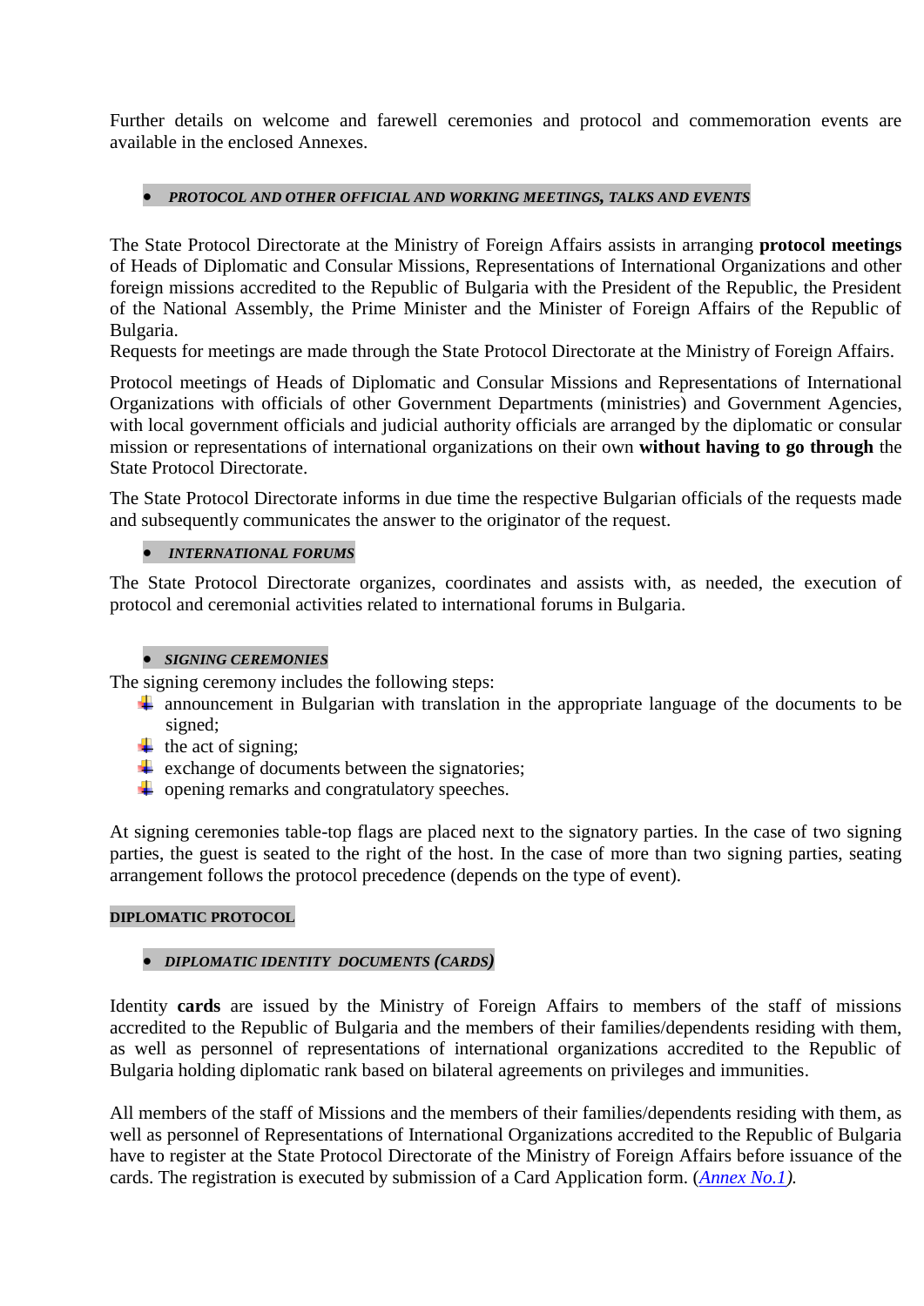Further details on welcome and farewell ceremonies and protocol and commemoration events are available in the enclosed Annexes.

- ***PROTOCOL AND OTHER OFFICIAL AND WORKING MEETINGS, TALKS AND EVENTS***

The State Protocol Directorate at the Ministry of Foreign Affairs assists in arranging **protocol meetings** of Heads of Diplomatic and Consular Missions, Representations of International Organizations and other foreign missions accredited to the Republic of Bulgaria with the President of the Republic, the President of the National Assembly, the Prime Minister and the Minister of Foreign Affairs of the Republic of Bulgaria.
Requests for meetings are made through the State Protocol Directorate at the Ministry of Foreign Affairs.

Protocol meetings of Heads of Diplomatic and Consular Missions and Representations of International Organizations with officials of other Government Departments (ministries) and Government Agencies, with local government officials and judicial authority officials are arranged by the diplomatic or consular mission or representations of international organizations on their own **without having to go through** the State Protocol Directorate.

The State Protocol Directorate informs in due time the respective Bulgarian officials of the requests made and subsequently communicates the answer to the originator of the request.

- ***INTERNATIONAL FORUMS***

The State Protocol Directorate organizes, coordinates and assists with, as needed, the execution of protocol and ceremonial activities related to international forums in Bulgaria.

- ***SIGNING CEREMONIES***

The signing ceremony includes the following steps:

- announcement in Bulgarian with translation in the appropriate language of the documents to be signed;
- the act of signing;
- exchange of documents between the signatories;
- opening remarks and congratulatory speeches.

At signing ceremonies table-top flags are placed next to the signatory parties. In the case of two signing parties, the guest is seated to the right of the host. In the case of more than two signing parties, seating arrangement follows the protocol precedence (depends on the type of event).

## DIPLOMATIC PROTOCOL

- ***DIPLOMATIC IDENTITY DOCUMENTS (CARDS)***

Identity **cards** are issued by the Ministry of Foreign Affairs to members of the staff of missions accredited to the Republic of Bulgaria and the members of their families/dependents residing with them, as well as personnel of representations of international organizations accredited to the Republic of Bulgaria holding diplomatic rank based on bilateral agreements on privileges and immunities.

All members of the staff of Missions and the members of their families/dependents residing with them, as well as personnel of Representations of International Organizations accredited to the Republic of Bulgaria have to register at the State Protocol Directorate of the Ministry of Foreign Affairs before issuance of the cards. The registration is executed by submission of a Card Application form. (*Annex No.1*).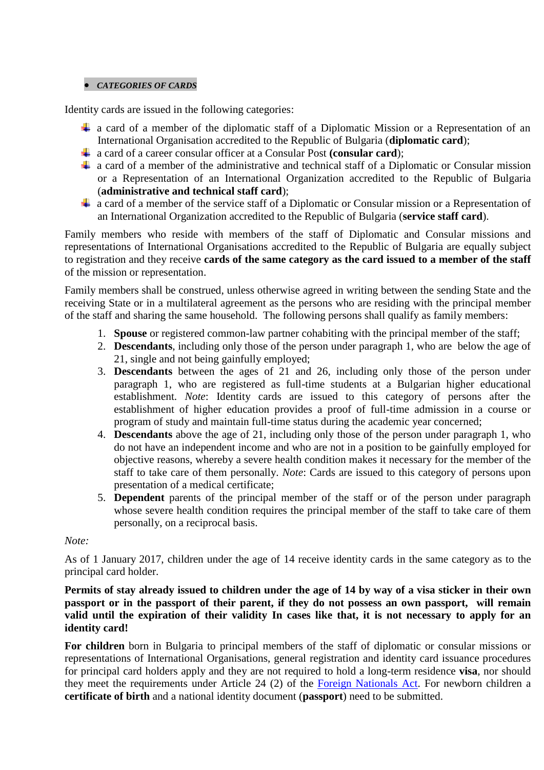- ***CATEGORIES OF CARDS***

Identity cards are issued in the following categories:

- a card of a member of the diplomatic staff of a Diplomatic Mission or a Representation of an International Organisation accredited to the Republic of Bulgaria (**diplomatic card**);
- a card of a career consular officer at a Consular Post **(consular card**);
- a card of a member of the administrative and technical staff of a Diplomatic or Consular mission or a Representation of an International Organization accredited to the Republic of Bulgaria (**administrative and technical staff card**);
- a card of a member of the service staff of a Diplomatic or Consular mission or a Representation of an International Organization accredited to the Republic of Bulgaria (**service staff card**).

Family members who reside with members of the staff of Diplomatic and Consular missions and representations of International Organisations accredited to the Republic of Bulgaria are equally subject to registration and they receive **cards of the same category as the card issued to a member of the staff** of the mission or representation.

Family members shall be construed, unless otherwise agreed in writing between the sending State and the receiving State or in a multilateral agreement as the persons who are residing with the principal member of the staff and sharing the same household. The following persons shall qualify as family members:

1. **Spouse** or registered common-law partner cohabiting with the principal member of the staff;
2. **Descendants**, including only those of the person under paragraph 1, who are below the age of 21, single and not being gainfully employed;
3. **Descendants** between the ages of 21 and 26, including only those of the person under paragraph 1, who are registered as full-time students at a Bulgarian higher educational establishment. *Note*: Identity cards are issued to this category of persons after the establishment of higher education provides a proof of full-time admission in a course or program of study and maintain full-time status during the academic year concerned;
4. **Descendants** above the age of 21, including only those of the person under paragraph 1, who do not have an independent income and who are not in a position to be gainfully employed for objective reasons, whereby a severe health condition makes it necessary for the member of the staff to take care of them personally. *Note*: Cards are issued to this category of persons upon presentation of a medical certificate;
5. **Dependent** parents of the principal member of the staff or of the person under paragraph whose severe health condition requires the principal member of the staff to take care of them personally, on a reciprocal basis.

*Note:*

As of 1 January 2017, children under the age of 14 receive identity cards in the same category as to the principal card holder.

**Permits of stay already issued to children under the age of 14 by way of a visa sticker in their own passport or in the passport of their parent, if they do not possess an own passport, will remain valid until the expiration of their validity In cases like that, it is not necessary to apply for an identity card!**

**For children** born in Bulgaria to principal members of the staff of diplomatic or consular missions or representations of International Organisations, general registration and identity card issuance procedures for principal card holders apply and they are not required to hold a long-term residence **visa**, nor should they meet the requirements under Article 24 (2) of the [Foreign Nationals Act](). For newborn children a **certificate of birth** and a national identity document (**passport**) need to be submitted.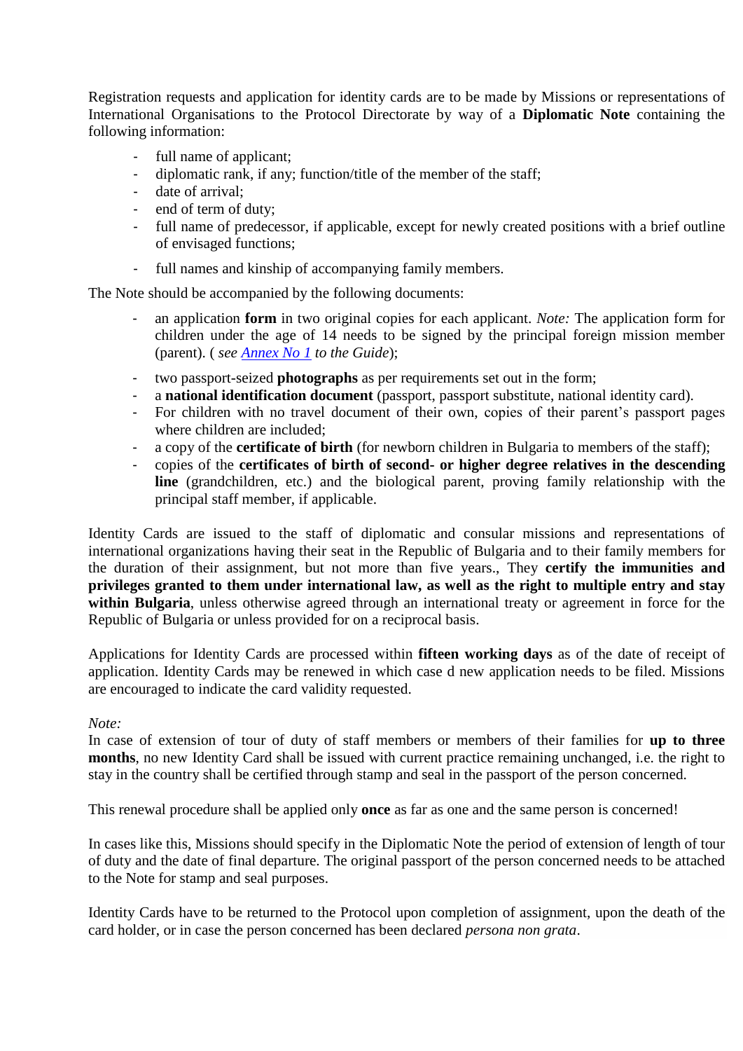Registration requests and application for identity cards are to be made by Missions or representations of International Organisations to the Protocol Directorate by way of a **Diplomatic Note** containing the following information:

- full name of applicant;
- diplomatic rank, if any; function/title of the member of the staff;
- date of arrival;
- end of term of duty;
- full name of predecessor, if applicable, except for newly created positions with a brief outline of envisaged functions;
- full names and kinship of accompanying family members.

The Note should be accompanied by the following documents:

- an application **form** in two original copies for each applicant. *Note:* The application form for children under the age of 14 needs to be signed by the principal foreign mission member (parent). ( *see Annex No 1 to the Guide*);
- two passport-seized **photographs** as per requirements set out in the form;
- a **national identification document** (passport, passport substitute, national identity card).
- For children with no travel document of their own, copies of their parent's passport pages where children are included;
- a copy of the **certificate of birth** (for newborn children in Bulgaria to members of the staff);
- copies of the **certificates of birth of second- or higher degree relatives in the descending line** (grandchildren, etc.) and the biological parent, proving family relationship with the principal staff member, if applicable.

Identity Cards are issued to the staff of diplomatic and consular missions and representations of international organizations having their seat in the Republic of Bulgaria and to their family members for the duration of their assignment, but not more than five years., They **certify the immunities and privileges granted to them under international law, as well as the right to multiple entry and stay within Bulgaria**, unless otherwise agreed through an international treaty or agreement in force for the Republic of Bulgaria or unless provided for on a reciprocal basis.

Applications for Identity Cards are processed within **fifteen working days** as of the date of receipt of application. Identity Cards may be renewed in which case d new application needs to be filed. Missions are encouraged to indicate the card validity requested.

*Note:*
In case of extension of tour of duty of staff members or members of their families for **up to three months**, no new Identity Card shall be issued with current practice remaining unchanged, i.e. the right to stay in the country shall be certified through stamp and seal in the passport of the person concerned.

This renewal procedure shall be applied only **once** as far as one and the same person is concerned!

In cases like this, Missions should specify in the Diplomatic Note the period of extension of length of tour of duty and the date of final departure. The original passport of the person concerned needs to be attached to the Note for stamp and seal purposes.

Identity Cards have to be returned to the Protocol upon completion of assignment, upon the death of the card holder, or in case the person concerned has been declared *persona non grata*.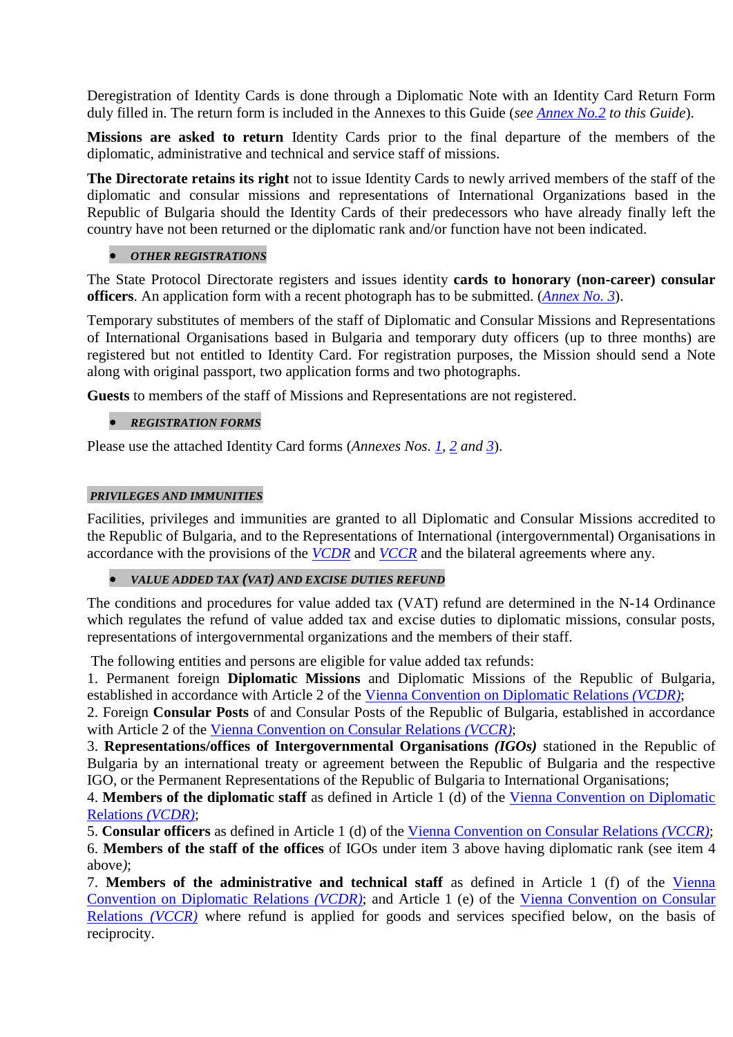Deregistration of Identity Cards is done through a Diplomatic Note with an Identity Card Return Form duly filled in. The return form is included in the Annexes to this Guide (*see Annex No.2 to this Guide*).

**Missions are asked to return** Identity Cards prior to the final departure of the members of the diplomatic, administrative and technical and service staff of missions.

**The Directorate retains its right** not to issue Identity Cards to newly arrived members of the staff of the diplomatic and consular missions and representations of International Organizations based in the Republic of Bulgaria should the Identity Cards of their predecessors who have already finally left the country have not been returned or the diplomatic rank and/or function have not been indicated.

- ***OTHER REGISTRATIONS***

The State Protocol Directorate registers and issues identity **cards to honorary (non-career) consular officers**. An application form with a recent photograph has to be submitted. (*Annex No. 3*).

Temporary substitutes of members of the staff of Diplomatic and Consular Missions and Representations of International Organisations based in Bulgaria and temporary duty officers (up to three months) are registered but not entitled to Identity Card. For registration purposes, the Mission should send a Note along with original passport, two application forms and two photographs.

**Guests** to members of the staff of Missions and Representations are not registered.

- ***REGISTRATION FORMS***

Please use the attached Identity Card forms (*Annexes Nos. 1, 2 and 3*).

***PRIVILEGES AND IMMUNITIES***

Facilities, privileges and immunities are granted to all Diplomatic and Consular Missions accredited to the Republic of Bulgaria, and to the Representations of International (intergovernmental) Organisations in accordance with the provisions of the *VCDR* and *VCCR* and the bilateral agreements where any.

- ***VALUE ADDED TAX (VAT) AND EXCISE DUTIES REFUND***

The conditions and procedures for value added tax (VAT) refund are determined in the N-14 Ordinance which regulates the refund of value added tax and excise duties to diplomatic missions, consular posts, representations of intergovernmental organizations and the members of their staff.

The following entities and persons are eligible for value added tax refunds:

1. Permanent foreign **Diplomatic Missions** and Diplomatic Missions of the Republic of Bulgaria, established in accordance with Article 2 of the Vienna Convention on Diplomatic Relations *(VCDR)*;
2. Foreign **Consular Posts** of and Consular Posts of the Republic of Bulgaria, established in accordance with Article 2 of the Vienna Convention on Consular Relations *(VCCR)*;
3. **Representations/offices of Intergovernmental Organisations *(IGOs)*** stationed in the Republic of Bulgaria by an international treaty or agreement between the Republic of Bulgaria and the respective IGO, or the Permanent Representations of the Republic of Bulgaria to International Organisations;
4. **Members of the diplomatic staff** as defined in Article 1 (d) of the Vienna Convention on Diplomatic Relations *(VCDR)*;
5. **Consular officers** as defined in Article 1 (d) of the Vienna Convention on Consular Relations *(VCCR)*;
6. **Members of the staff of the offices** of IGOs under item 3 above having diplomatic rank (see item 4 above*)*;
7. **Members of the administrative and technical staff** as defined in Article 1 (f) of the Vienna Convention on Diplomatic Relations *(VCDR)*; and Article 1 (e) of the Vienna Convention on Consular Relations *(VCCR)* where refund is applied for goods and services specified below, on the basis of reciprocity.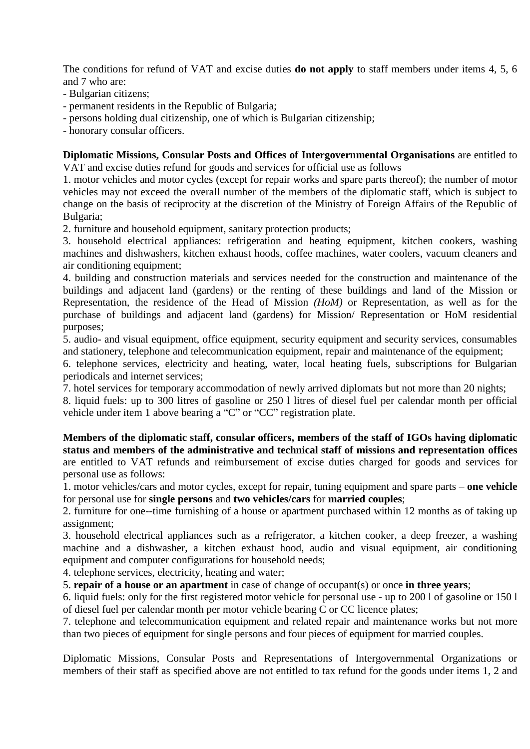The conditions for refund of VAT and excise duties **do not apply** to staff members under items 4, 5, 6 and 7 who are:

- Bulgarian citizens;
- permanent residents in the Republic of Bulgaria;
- persons holding dual citizenship, one of which is Bulgarian citizenship;
- honorary consular officers.

**Diplomatic Missions, Consular Posts and Offices of Intergovernmental Organisations** are entitled to VAT and excise duties refund for goods and services for official use as follows

1. motor vehicles and motor cycles (except for repair works and spare parts thereof); the number of motor vehicles may not exceed the overall number of the members of the diplomatic staff, which is subject to change on the basis of reciprocity at the discretion of the Ministry of Foreign Affairs of the Republic of Bulgaria;
2. furniture and household equipment, sanitary protection products;
3. household electrical appliances: refrigeration and heating equipment, kitchen cookers, washing machines and dishwashers, kitchen exhaust hoods, coffee machines, water coolers, vacuum cleaners and air conditioning equipment;
4. building and construction materials and services needed for the construction and maintenance of the buildings and adjacent land (gardens) or the renting of these buildings and land of the Mission or Representation, the residence of the Head of Mission *(HoM)* or Representation, as well as for the purchase of buildings and adjacent land (gardens) for Mission/ Representation or HoM residential purposes;
5. audio- and visual equipment, office equipment, security equipment and security services, consumables and stationery, telephone and telecommunication equipment, repair and maintenance of the equipment;
6. telephone services, electricity and heating, water, local heating fuels, subscriptions for Bulgarian periodicals and internet services;
7. hotel services for temporary accommodation of newly arrived diplomats but not more than 20 nights;
8. liquid fuels: up to 300 litres of gasoline or 250 l litres of diesel fuel per calendar month per official vehicle under item 1 above bearing a "C" or "CC" registration plate.

**Members of the diplomatic staff, consular officers, members of the staff of IGOs having diplomatic status and members of the administrative and technical staff of missions and representation offices** are entitled to VAT refunds and reimbursement of excise duties charged for goods and services for personal use as follows:

1. motor vehicles/cars and motor cycles, except for repair, tuning equipment and spare parts – **one vehicle** for personal use for **single persons** and **two vehicles/cars** for **married couples**;
2. furniture for one--time furnishing of a house or apartment purchased within 12 months as of taking up assignment;
3. household electrical appliances such as a refrigerator, a kitchen cooker, a deep freezer, a washing machine and a dishwasher, a kitchen exhaust hood, audio and visual equipment, air conditioning equipment and computer configurations for household needs;
4. telephone services, electricity, heating and water;
5. **repair of a house or an apartment** in case of change of occupant(s) or once **in three years**;
6. liquid fuels: only for the first registered motor vehicle for personal use - up to 200 l of gasoline or 150 l of diesel fuel per calendar month per motor vehicle bearing C or CC licence plates;
7. telephone and telecommunication equipment and related repair and maintenance works but not more than two pieces of equipment for single persons and four pieces of equipment for married couples.

Diplomatic Missions, Consular Posts and Representations of Intergovernmental Organizations or members of their staff as specified above are not entitled to tax refund for the goods under items 1, 2 and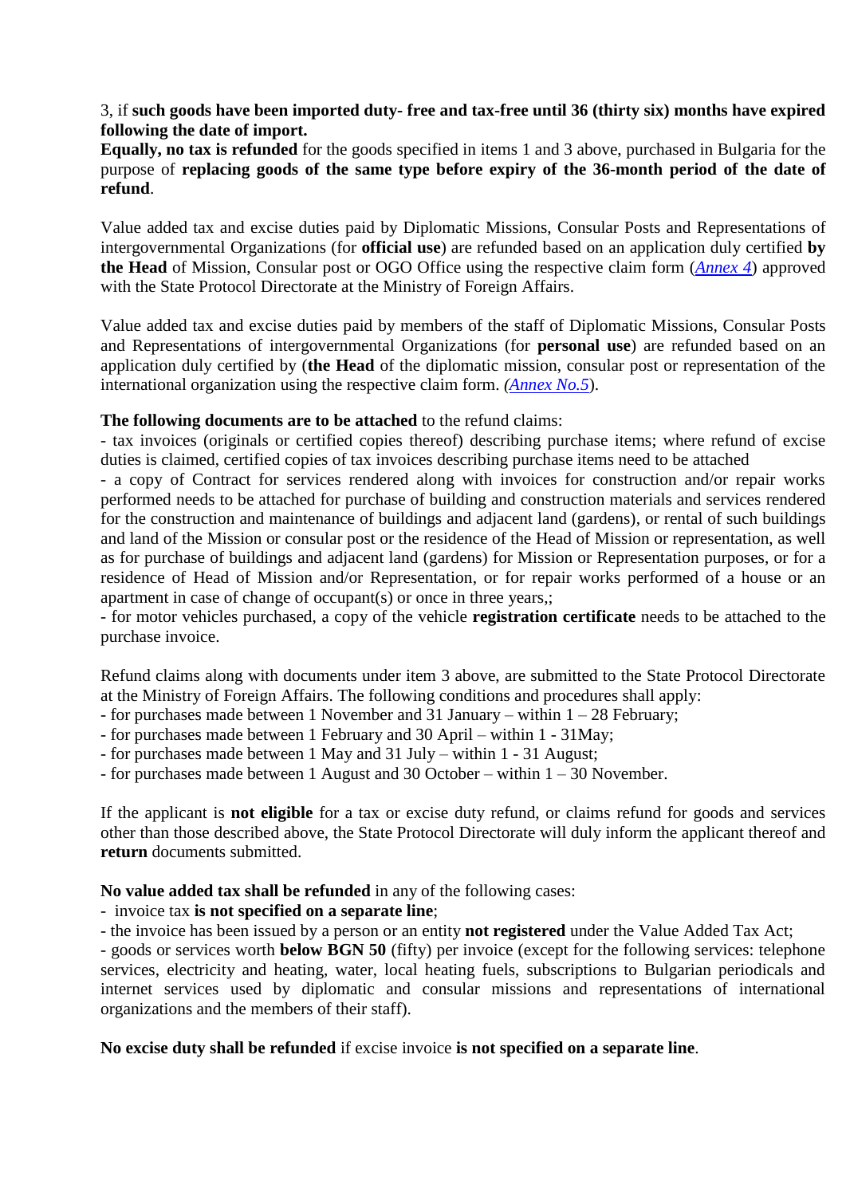3, if **such goods have been imported duty- free and tax-free until 36 (thirty six) months have expired following the date of import.**
**Equally, no tax is refunded** for the goods specified in items 1 and 3 above, purchased in Bulgaria for the purpose of **replacing goods of the same type before expiry of the 36-month period of the date of refund**.

Value added tax and excise duties paid by Diplomatic Missions, Consular Posts and Representations of intergovernmental Organizations (for **official use**) are refunded based on an application duly certified **by the Head** of Mission, Consular post or OGO Office using the respective claim form (*Annex 4*) approved with the State Protocol Directorate at the Ministry of Foreign Affairs.

Value added tax and excise duties paid by members of the staff of Diplomatic Missions, Consular Posts and Representations of intergovernmental Organizations (for **personal use**) are refunded based on an application duly certified by (**the Head** of the diplomatic mission, consular post or representation of the international organization using the respective claim form. *(Annex No.5*).

**The following documents are to be attached** to the refund claims:
- tax invoices (originals or certified copies thereof) describing purchase items; where refund of excise duties is claimed, certified copies of tax invoices describing purchase items need to be attached
- a copy of Contract for services rendered along with invoices for construction and/or repair works performed needs to be attached for purchase of building and construction materials and services rendered for the construction and maintenance of buildings and adjacent land (gardens), or rental of such buildings and land of the Mission or consular post or the residence of the Head of Mission or representation, as well as for purchase of buildings and adjacent land (gardens) for Mission or Representation purposes, or for a residence of Head of Mission and/or Representation, or for repair works performed of a house or an apartment in case of change of occupant(s) or once in three years,;
- for motor vehicles purchased, a copy of the vehicle **registration certificate** needs to be attached to the purchase invoice.

Refund claims along with documents under item 3 above, are submitted to the State Protocol Directorate at the Ministry of Foreign Affairs. The following conditions and procedures shall apply:
- for purchases made between 1 November and 31 January – within 1 – 28 February;
- for purchases made between 1 February and 30 April – within 1 - 31May;
- for purchases made between 1 May and 31 July – within 1 - 31 August;
- for purchases made between 1 August and 30 October – within 1 – 30 November.

If the applicant is **not eligible** for a tax or excise duty refund, or claims refund for goods and services other than those described above, the State Protocol Directorate will duly inform the applicant thereof and **return** documents submitted.

**No value added tax shall be refunded** in any of the following cases:
- invoice tax **is not specified on a separate line**;
- the invoice has been issued by a person or an entity **not registered** under the Value Added Tax Act;
- goods or services worth **below BGN 50** (fifty) per invoice (except for the following services: telephone services, electricity and heating, water, local heating fuels, subscriptions to Bulgarian periodicals and internet services used by diplomatic and consular missions and representations of international organizations and the members of their staff).

**No excise duty shall be refunded** if excise invoice **is not specified on a separate line**.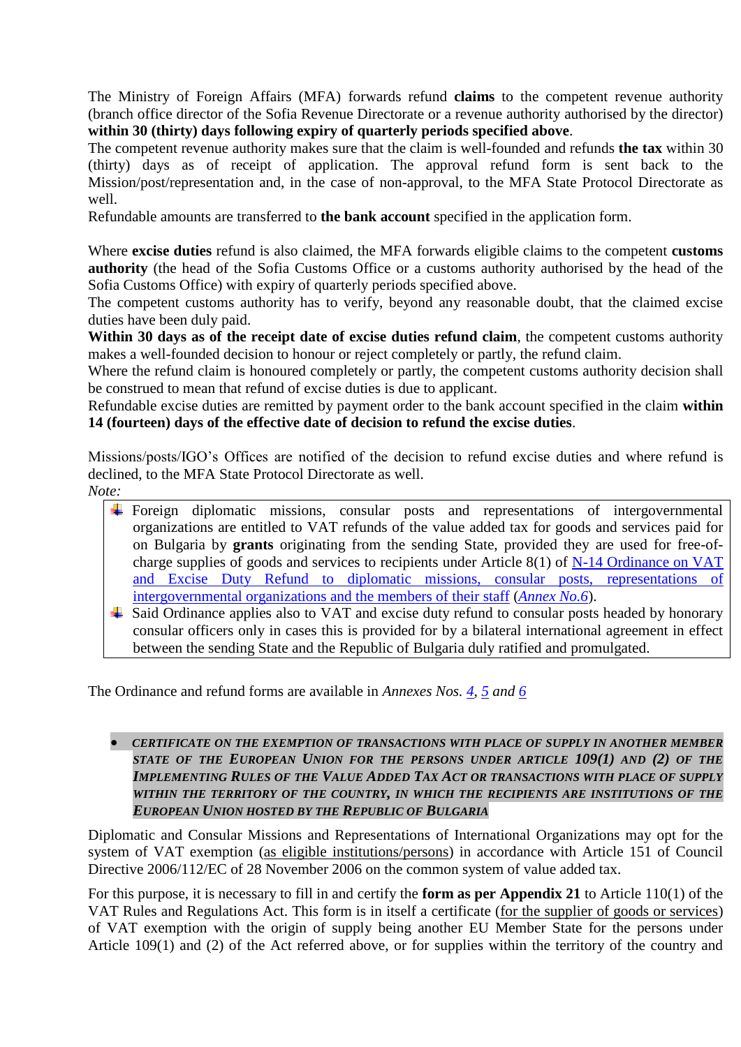The Ministry of Foreign Affairs (MFA) forwards refund **claims** to the competent revenue authority (branch office director of the Sofia Revenue Directorate or a revenue authority authorised by the director) **within 30 (thirty) days following expiry of quarterly periods specified above**.
The competent revenue authority makes sure that the claim is well-founded and refunds **the tax** within 30 (thirty) days as of receipt of application. The approval refund form is sent back to the Mission/post/representation and, in the case of non-approval, to the MFA State Protocol Directorate as well.
Refundable amounts are transferred to **the bank account** specified in the application form.

Where **excise duties** refund is also claimed, the MFA forwards eligible claims to the competent **customs authority** (the head of the Sofia Customs Office or a customs authority authorised by the head of the Sofia Customs Office) with expiry of quarterly periods specified above.
The competent customs authority has to verify, beyond any reasonable doubt, that the claimed excise duties have been duly paid.
**Within 30 days as of the receipt date of excise duties refund claim**, the competent customs authority makes a well-founded decision to honour or reject completely or partly, the refund claim.
Where the refund claim is honoured completely or partly, the competent customs authority decision shall be construed to mean that refund of excise duties is due to applicant.
Refundable excise duties are remitted by payment order to the bank account specified in the claim **within 14 (fourteen) days of the effective date of decision to refund the excise duties**.

Missions/posts/IGO's Offices are notified of the decision to refund excise duties and where refund is declined, to the MFA State Protocol Directorate as well.
*Note:*

- Foreign diplomatic missions, consular posts and representations of intergovernmental organizations are entitled to VAT refunds of the value added tax for goods and services paid for on Bulgaria by **grants** originating from the sending State, provided they are used for free-of-charge supplies of goods and services to recipients under Article 8(1) of N-14 Ordinance on VAT and Excise Duty Refund to diplomatic missions, consular posts, representations of intergovernmental organizations and the members of their staff (*Annex No.6*).
- Said Ordinance applies also to VAT and excise duty refund to consular posts headed by honorary consular officers only in cases this is provided for by a bilateral international agreement in effect between the sending State and the Republic of Bulgaria duly ratified and promulgated.

The Ordinance and refund forms are available in *Annexes Nos. 4, 5 and 6*

- ***CERTIFICATE ON THE EXEMPTION OF TRANSACTIONS WITH PLACE OF SUPPLY IN ANOTHER MEMBER STATE OF THE EUROPEAN UNION FOR THE PERSONS UNDER ARTICLE 109(1) AND (2) OF THE IMPLEMENTING RULES OF THE VALUE ADDED TAX ACT OR TRANSACTIONS WITH PLACE OF SUPPLY WITHIN THE TERRITORY OF THE COUNTRY, IN WHICH THE RECIPIENTS ARE INSTITUTIONS OF THE EUROPEAN UNION HOSTED BY THE REPUBLIC OF BULGARIA***

Diplomatic and Consular Missions and Representations of International Organizations may opt for the system of VAT exemption (as eligible institutions/persons) in accordance with Article 151 of Council Directive 2006/112/EC of 28 November 2006 on the common system of value added tax.

For this purpose, it is necessary to fill in and certify the **form as per Appendix 21** to Article 110(1) of the VAT Rules and Regulations Act. This form is in itself a certificate (for the supplier of goods or services) of VAT exemption with the origin of supply being another EU Member State for the persons under Article 109(1) and (2) of the Act referred above, or for supplies within the territory of the country and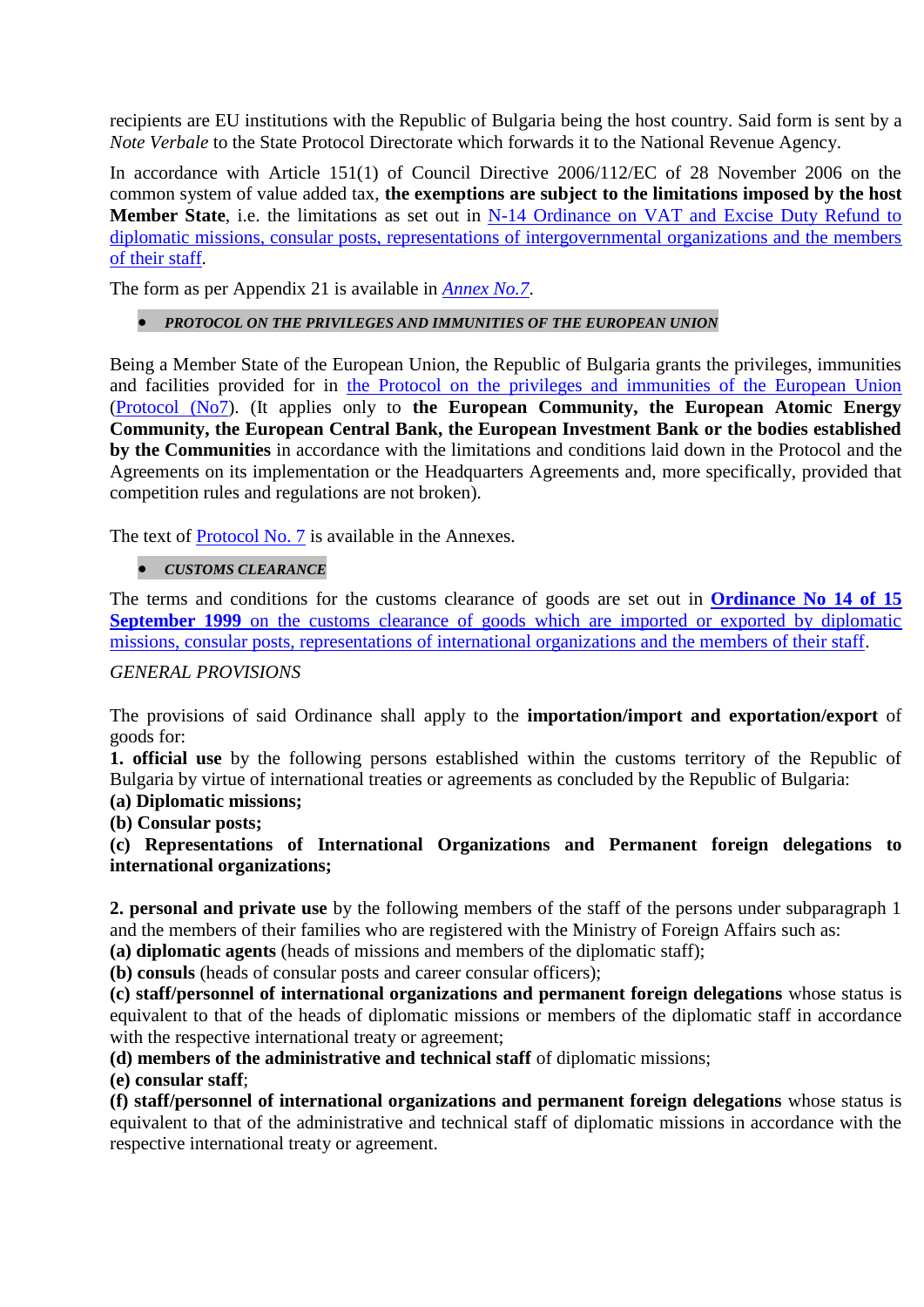recipients are EU institutions with the Republic of Bulgaria being the host country. Said form is sent by a *Note Verbale* to the State Protocol Directorate which forwards it to the National Revenue Agency.

In accordance with Article 151(1) of Council Directive 2006/112/EC of 28 November 2006 on the common system of value added tax, **the exemptions are subject to the limitations imposed by the host Member State**, i.e. the limitations as set out in N-14 Ordinance on VAT and Excise Duty Refund to diplomatic missions, consular posts, representations of intergovernmental organizations and the members of their staff.

The form as per Appendix 21 is available in *Annex No.7*.

- ***PROTOCOL ON THE PRIVILEGES AND IMMUNITIES OF THE EUROPEAN UNION***

Being a Member State of the European Union, the Republic of Bulgaria grants the privileges, immunities and facilities provided for in the Protocol on the privileges and immunities of the European Union (Protocol (No7). (It applies only to **the European Community, the European Atomic Energy Community, the European Central Bank, the European Investment Bank or the bodies established by the Communities** in accordance with the limitations and conditions laid down in the Protocol and the Agreements on its implementation or the Headquarters Agreements and, more specifically, provided that competition rules and regulations are not broken).

The text of Protocol No. 7 is available in the Annexes.

- ***CUSTOMS CLEARANCE***

The terms and conditions for the customs clearance of goods are set out in **Ordinance No 14 of 15 September 1999** on the customs clearance of goods which are imported or exported by diplomatic missions, consular posts, representations of international organizations and the members of their staff.

*GENERAL PROVISIONS*

The provisions of said Ordinance shall apply to the **importation/import and exportation/export** of goods for:

**1. official use** by the following persons established within the customs territory of the Republic of Bulgaria by virtue of international treaties or agreements as concluded by the Republic of Bulgaria:

**(a) Diplomatic missions;**

**(b) Consular posts;**

**(c) Representations of International Organizations and Permanent foreign delegations to international organizations;**

**2. personal and private use** by the following members of the staff of the persons under subparagraph 1 and the members of their families who are registered with the Ministry of Foreign Affairs such as:

**(a) diplomatic agents** (heads of missions and members of the diplomatic staff);

**(b) consuls** (heads of consular posts and career consular officers);

**(c) staff/personnel of international organizations and permanent foreign delegations** whose status is equivalent to that of the heads of diplomatic missions or members of the diplomatic staff in accordance with the respective international treaty or agreement;

**(d) members of the administrative and technical staff** of diplomatic missions;

**(e) consular staff**;

**(f) staff/personnel of international organizations and permanent foreign delegations** whose status is equivalent to that of the administrative and technical staff of diplomatic missions in accordance with the respective international treaty or agreement.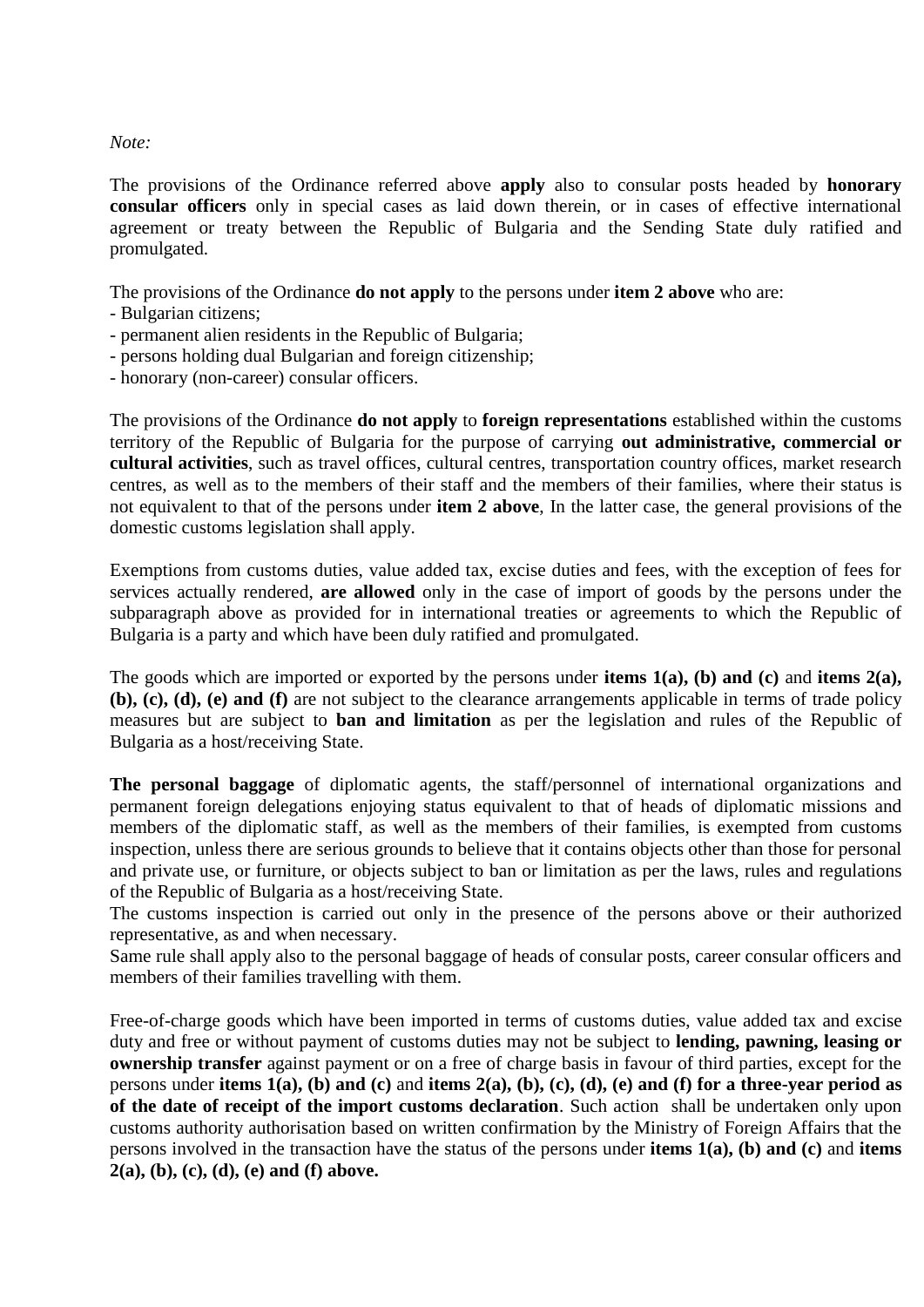*Note:*

The provisions of the Ordinance referred above **apply** also to consular posts headed by **honorary consular officers** only in special cases as laid down therein, or in cases of effective international agreement or treaty between the Republic of Bulgaria and the Sending State duly ratified and promulgated.

The provisions of the Ordinance **do not apply** to the persons under **item 2 above** who are:
- Bulgarian citizens;
- permanent alien residents in the Republic of Bulgaria;
- persons holding dual Bulgarian and foreign citizenship;
- honorary (non-career) consular officers.

The provisions of the Ordinance **do not apply** to **foreign representations** established within the customs territory of the Republic of Bulgaria for the purpose of carrying **out administrative, commercial or cultural activities**, such as travel offices, cultural centres, transportation country offices, market research centres, as well as to the members of their staff and the members of their families, where their status is not equivalent to that of the persons under **item 2 above**, In the latter case, the general provisions of the domestic customs legislation shall apply.

Exemptions from customs duties, value added tax, excise duties and fees, with the exception of fees for services actually rendered, **are allowed** only in the case of import of goods by the persons under the subparagraph above as provided for in international treaties or agreements to which the Republic of Bulgaria is a party and which have been duly ratified and promulgated.

The goods which are imported or exported by the persons under **items 1(a), (b) and (c)** and **items 2(a), (b), (c), (d), (e) and (f)** are not subject to the clearance arrangements applicable in terms of trade policy measures but are subject to **ban and limitation** as per the legislation and rules of the Republic of Bulgaria as a host/receiving State.

**The personal baggage** of diplomatic agents, the staff/personnel of international organizations and permanent foreign delegations enjoying status equivalent to that of heads of diplomatic missions and members of the diplomatic staff, as well as the members of their families, is exempted from customs inspection, unless there are serious grounds to believe that it contains objects other than those for personal and private use, or furniture, or objects subject to ban or limitation as per the laws, rules and regulations of the Republic of Bulgaria as a host/receiving State.
The customs inspection is carried out only in the presence of the persons above or their authorized representative, as and when necessary.
Same rule shall apply also to the personal baggage of heads of consular posts, career consular officers and members of their families travelling with them.

Free-of-charge goods which have been imported in terms of customs duties, value added tax and excise duty and free or without payment of customs duties may not be subject to **lending, pawning, leasing or ownership transfer** against payment or on a free of charge basis in favour of third parties, except for the persons under **items 1(a), (b) and (c)** and **items 2(a), (b), (c), (d), (e) and (f) for a three-year period as of the date of receipt of the import customs declaration**. Such action shall be undertaken only upon customs authority authorisation based on written confirmation by the Ministry of Foreign Affairs that the persons involved in the transaction have the status of the persons under **items 1(a), (b) and (c)** and **items 2(a), (b), (c), (d), (e) and (f) above.**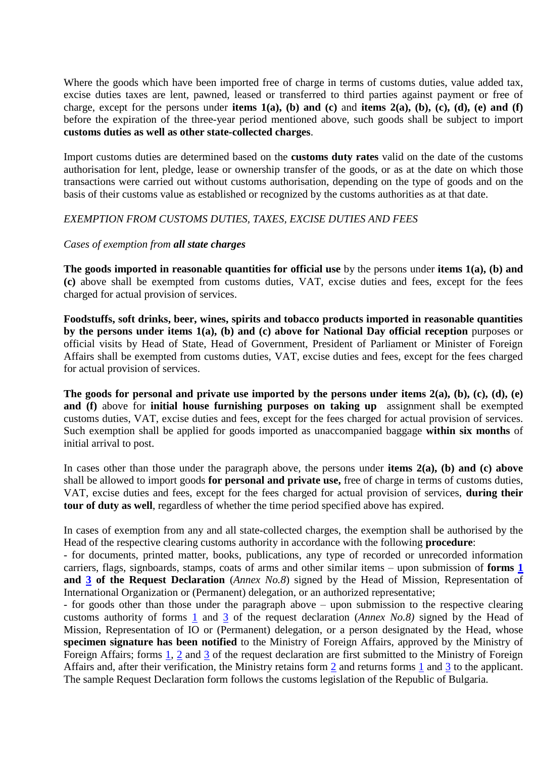Where the goods which have been imported free of charge in terms of customs duties, value added tax, excise duties taxes are lent, pawned, leased or transferred to third parties against payment or free of charge, except for the persons under **items 1(a), (b) and (c)** and **items 2(a), (b), (c), (d), (e) and (f)** before the expiration of the three-year period mentioned above, such goods shall be subject to import **customs duties as well as other state-collected charges**.

Import customs duties are determined based on the **customs duty rates** valid on the date of the customs authorisation for lent, pledge, lease or ownership transfer of the goods, or as at the date on which those transactions were carried out without customs authorisation, depending on the type of goods and on the basis of their customs value as established or recognized by the customs authorities as at that date.

*EXEMPTION FROM CUSTOMS DUTIES, TAXES, EXCISE DUTIES AND FEES*

*Cases of exemption from* ***all state charges***

**The goods imported in reasonable quantities for official use** by the persons under **items 1(a), (b) and (c)** above shall be exempted from customs duties, VAT, excise duties and fees, except for the fees charged for actual provision of services.

**Foodstuffs, soft drinks, beer, wines, spirits and tobacco products imported in reasonable quantities by the persons under items 1(a), (b) and (c) above for National Day official reception** purposes or official visits by Head of State, Head of Government, President of Parliament or Minister of Foreign Affairs shall be exempted from customs duties, VAT, excise duties and fees, except for the fees charged for actual provision of services.

**The goods for personal and private use imported by the persons under items 2(a), (b), (c), (d), (e) and (f)** above for **initial house furnishing purposes on taking up** assignment shall be exempted customs duties, VAT, excise duties and fees, except for the fees charged for actual provision of services. Such exemption shall be applied for goods imported as unaccompanied baggage **within six months** of initial arrival to post.

In cases other than those under the paragraph above, the persons under **items 2(a), (b) and (c) above** shall be allowed to import goods **for personal and private use,** free of charge in terms of customs duties, VAT, excise duties and fees, except for the fees charged for actual provision of services, **during their tour of duty as well**, regardless of whether the time period specified above has expired.

In cases of exemption from any and all state-collected charges, the exemption shall be authorised by the Head of the respective clearing customs authority in accordance with the following **procedure**:
- for documents, printed matter, books, publications, any type of recorded or unrecorded information carriers, flags, signboards, stamps, coats of arms and other similar items – upon submission of **forms 1 and 3 of the Request Declaration** (*Annex No.8*) signed by the Head of Mission, Representation of International Organization or (Permanent) delegation, or an authorized representative;
- for goods other than those under the paragraph above – upon submission to the respective clearing customs authority of forms 1 and 3 of the request declaration (*Annex No.8)* signed by the Head of Mission, Representation of IO or (Permanent) delegation, or a person designated by the Head, whose **specimen signature has been notified** to the Ministry of Foreign Affairs, approved by the Ministry of Foreign Affairs; forms 1, 2 and 3 of the request declaration are first submitted to the Ministry of Foreign Affairs and, after their verification, the Ministry retains form 2 and returns forms 1 and 3 to the applicant. The sample Request Declaration form follows the customs legislation of the Republic of Bulgaria.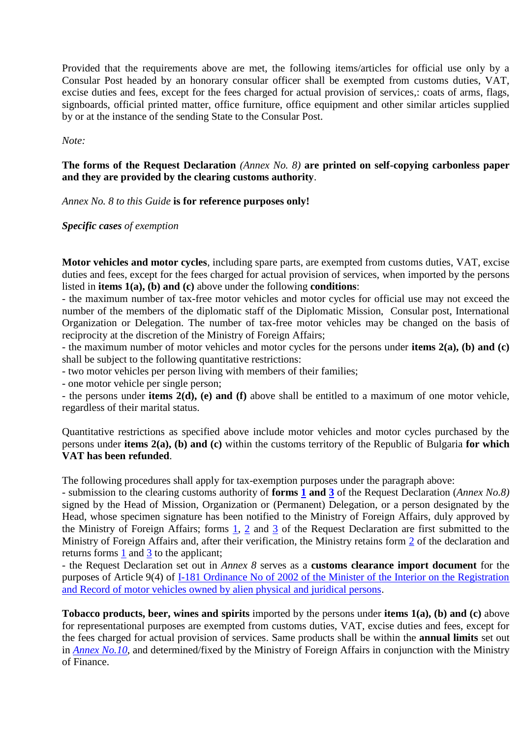Provided that the requirements above are met, the following items/articles for official use only by a Consular Post headed by an honorary consular officer shall be exempted from customs duties, VAT, excise duties and fees, except for the fees charged for actual provision of services,: coats of arms, flags, signboards, official printed matter, office furniture, office equipment and other similar articles supplied by or at the instance of the sending State to the Consular Post.

*Note:*

**The forms of the Request Declaration** *(Annex No. 8)* **are printed on self-copying carbonless paper and they are provided by the clearing customs authority**.

*Annex No. 8 to this Guide* **is for reference purposes only!**

***Specific cases** of exemption*

**Motor vehicles and motor cycles**, including spare parts, are exempted from customs duties, VAT, excise duties and fees, except for the fees charged for actual provision of services, when imported by the persons listed in **items 1(a), (b) and (c)** above under the following **conditions**:
- the maximum number of tax-free motor vehicles and motor cycles for official use may not exceed the number of the members of the diplomatic staff of the Diplomatic Mission, Consular post, International Organization or Delegation. The number of tax-free motor vehicles may be changed on the basis of reciprocity at the discretion of the Ministry of Foreign Affairs;
- the maximum number of motor vehicles and motor cycles for the persons under **items 2(a), (b) and (c)** shall be subject to the following quantitative restrictions:
- two motor vehicles per person living with members of their families;
- one motor vehicle per single person;
- the persons under **items 2(d), (e) and (f)** above shall be entitled to a maximum of one motor vehicle, regardless of their marital status.

Quantitative restrictions as specified above include motor vehicles and motor cycles purchased by the persons under **items 2(a), (b) and (c)** within the customs territory of the Republic of Bulgaria **for which VAT has been refunded**.

The following procedures shall apply for tax-exemption purposes under the paragraph above:
- submission to the clearing customs authority of **forms 1 and 3** of the Request Declaration (*Annex No.8)* signed by the Head of Mission, Organization or (Permanent) Delegation, or a person designated by the Head, whose specimen signature has been notified to the Ministry of Foreign Affairs, duly approved by the Ministry of Foreign Affairs; forms 1, 2 and 3 of the Request Declaration are first submitted to the Ministry of Foreign Affairs and, after their verification, the Ministry retains form 2 of the declaration and returns forms 1 and 3 to the applicant;
- the Request Declaration set out in *Annex 8* serves as a **customs clearance import document** for the purposes of Article 9(4) of I-181 Ordinance No of 2002 of the Minister of the Interior on the Registration and Record of motor vehicles owned by alien physical and juridical persons.

**Tobacco products, beer, wines and spirits** imported by the persons under **items 1(a), (b) and (c)** above for representational purposes are exempted from customs duties, VAT, excise duties and fees, except for the fees charged for actual provision of services. Same products shall be within the **annual limits** set out in *Annex No.10*, and determined/fixed by the Ministry of Foreign Affairs in conjunction with the Ministry of Finance.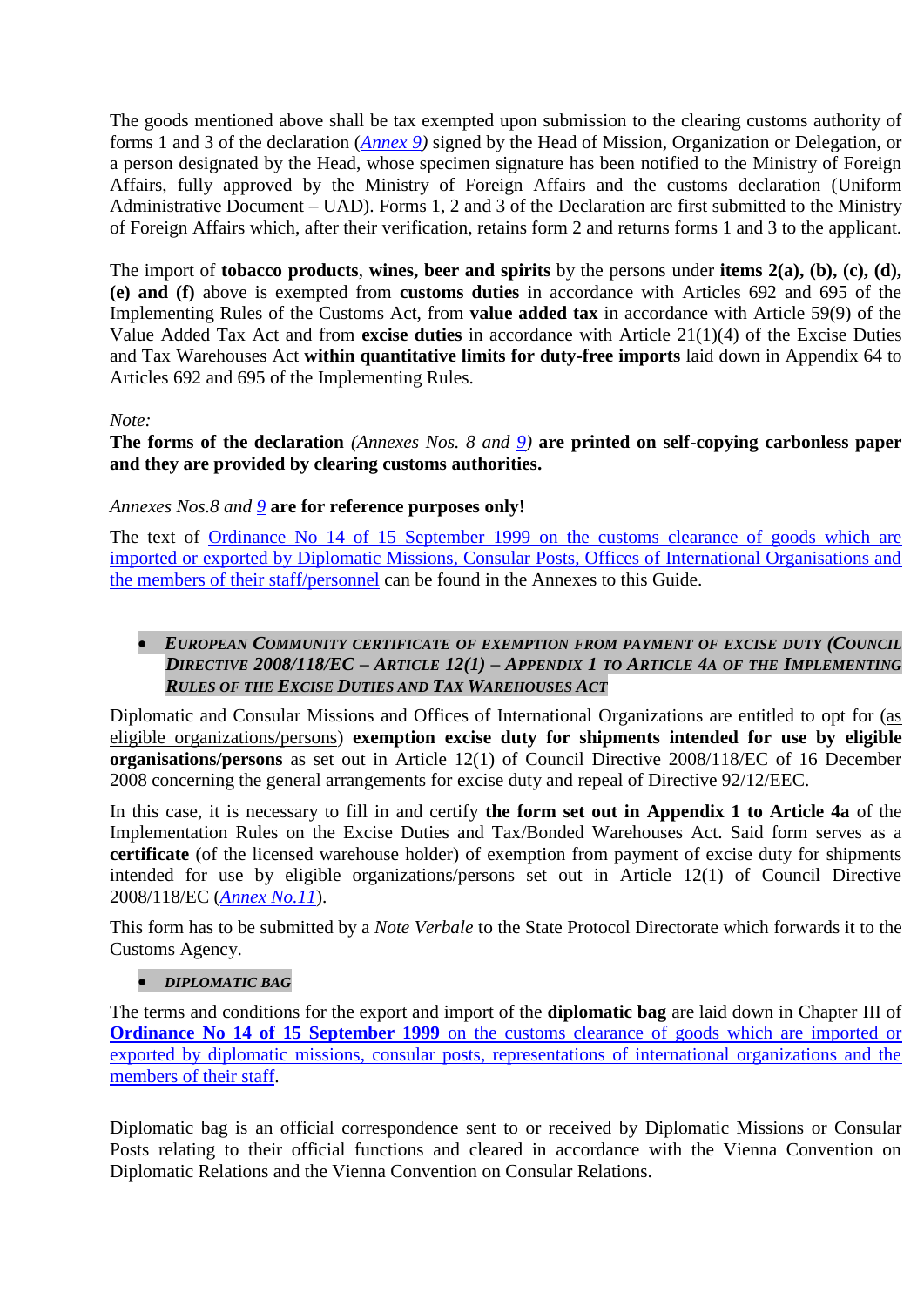The goods mentioned above shall be tax exempted upon submission to the clearing customs authority of forms 1 and 3 of the declaration (*Annex 9*) signed by the Head of Mission, Organization or Delegation, or a person designated by the Head, whose specimen signature has been notified to the Ministry of Foreign Affairs, fully approved by the Ministry of Foreign Affairs and the customs declaration (Uniform Administrative Document – UAD). Forms 1, 2 and 3 of the Declaration are first submitted to the Ministry of Foreign Affairs which, after their verification, retains form 2 and returns forms 1 and 3 to the applicant.

The import of **tobacco products**, **wines, beer and spirits** by the persons under **items 2(a), (b), (c), (d), (e) and (f)** above is exempted from **customs duties** in accordance with Articles 692 and 695 of the Implementing Rules of the Customs Act, from **value added tax** in accordance with Article 59(9) of the Value Added Tax Act and from **excise duties** in accordance with Article 21(1)(4) of the Excise Duties and Tax Warehouses Act **within quantitative limits for duty-free imports** laid down in Appendix 64 to Articles 692 and 695 of the Implementing Rules.

*Note:*
**The forms of the declaration** *(Annexes Nos. 8 and 9)* **are printed on self-copying carbonless paper and they are provided by clearing customs authorities.**

*Annexes Nos.8 and 9* **are for reference purposes only!**

The text of Ordinance No 14 of 15 September 1999 on the customs clearance of goods which are imported or exported by Diplomatic Missions, Consular Posts, Offices of International Organisations and the members of their staff/personnel can be found in the Annexes to this Guide.

- ***EUROPEAN COMMUNITY CERTIFICATE OF EXEMPTION FROM PAYMENT OF EXCISE DUTY (COUNCIL DIRECTIVE 2008/118/EC – ARTICLE 12(1) – APPENDIX 1 TO ARTICLE 4A OF THE IMPLEMENTING RULES OF THE EXCISE DUTIES AND TAX WAREHOUSES ACT***

Diplomatic and Consular Missions and Offices of International Organizations are entitled to opt for (as eligible organizations/persons) **exemption excise duty for shipments intended for use by eligible organisations/persons** as set out in Article 12(1) of Council Directive 2008/118/EC of 16 December 2008 concerning the general arrangements for excise duty and repeal of Directive 92/12/EEC.

In this case, it is necessary to fill in and certify **the form set out in Appendix 1 to Article 4a** of the Implementation Rules on the Excise Duties and Tax/Bonded Warehouses Act. Said form serves as a **certificate** (of the licensed warehouse holder) of exemption from payment of excise duty for shipments intended for use by eligible organizations/persons set out in Article 12(1) of Council Directive 2008/118/EC (*Annex No.11*).

This form has to be submitted by a *Note Verbale* to the State Protocol Directorate which forwards it to the Customs Agency.

- ***DIPLOMATIC BAG***

The terms and conditions for the export and import of the **diplomatic bag** are laid down in Chapter III of **Ordinance No 14 of 15 September 1999** on the customs clearance of goods which are imported or exported by diplomatic missions, consular posts, representations of international organizations and the members of their staff.

Diplomatic bag is an official correspondence sent to or received by Diplomatic Missions or Consular Posts relating to their official functions and cleared in accordance with the Vienna Convention on Diplomatic Relations and the Vienna Convention on Consular Relations.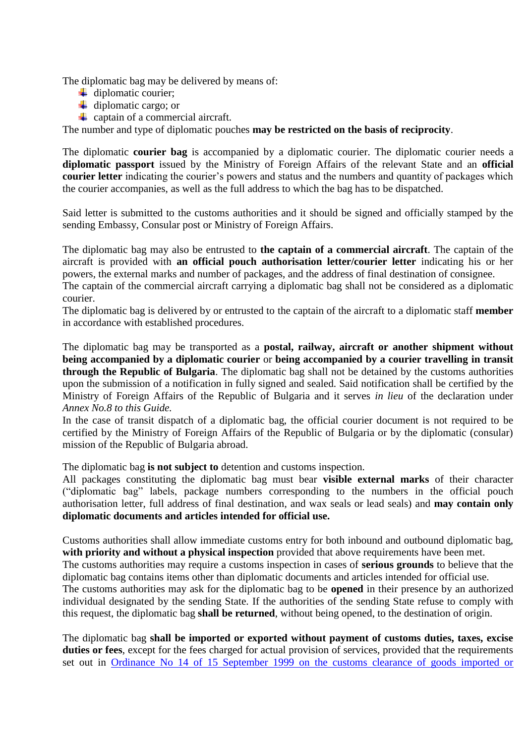The diplomatic bag may be delivered by means of:

- diplomatic courier;
- diplomatic cargo; or
- captain of a commercial aircraft.

The number and type of diplomatic pouches **may be restricted on the basis of reciprocity**.

The diplomatic **courier bag** is accompanied by a diplomatic courier. The diplomatic courier needs a **diplomatic passport** issued by the Ministry of Foreign Affairs of the relevant State and an **official courier letter** indicating the courier's powers and status and the numbers and quantity of packages which the courier accompanies, as well as the full address to which the bag has to be dispatched.

Said letter is submitted to the customs authorities and it should be signed and officially stamped by the sending Embassy, Consular post or Ministry of Foreign Affairs.

The diplomatic bag may also be entrusted to **the captain of a commercial aircraft**. The captain of the aircraft is provided with **an official pouch authorisation letter/courier letter** indicating his or her powers, the external marks and number of packages, and the address of final destination of consignee.
The captain of the commercial aircraft carrying a diplomatic bag shall not be considered as a diplomatic courier.
The diplomatic bag is delivered by or entrusted to the captain of the aircraft to a diplomatic staff **member** in accordance with established procedures.

The diplomatic bag may be transported as a **postal, railway, aircraft or another shipment without being accompanied by a diplomatic courier** or **being accompanied by a courier travelling in transit through the Republic of Bulgaria**. The diplomatic bag shall not be detained by the customs authorities upon the submission of a notification in fully signed and sealed. Said notification shall be certified by the Ministry of Foreign Affairs of the Republic of Bulgaria and it serves *in lieu* of the declaration under *Annex No.8 to this Guide.*
In the case of transit dispatch of a diplomatic bag, the official courier document is not required to be certified by the Ministry of Foreign Affairs of the Republic of Bulgaria or by the diplomatic (consular) mission of the Republic of Bulgaria abroad.

The diplomatic bag **is not subject to** detention and customs inspection.
All packages constituting the diplomatic bag must bear **visible external marks** of their character ("diplomatic bag" labels, package numbers corresponding to the numbers in the official pouch authorisation letter, full address of final destination, and wax seals or lead seals) and **may contain only diplomatic documents and articles intended for official use.**

Customs authorities shall allow immediate customs entry for both inbound and outbound diplomatic bag, **with priority and without a physical inspection** provided that above requirements have been met.
The customs authorities may require a customs inspection in cases of **serious grounds** to believe that the diplomatic bag contains items other than diplomatic documents and articles intended for official use.
The customs authorities may ask for the diplomatic bag to be **opened** in their presence by an authorized individual designated by the sending State. If the authorities of the sending State refuse to comply with this request, the diplomatic bag **shall be returned**, without being opened, to the destination of origin.

The diplomatic bag **shall be imported or exported without payment of customs duties, taxes, excise duties or fees**, except for the fees charged for actual provision of services, provided that the requirements set out in Ordinance No 14 of 15 September 1999 on the customs clearance of goods imported or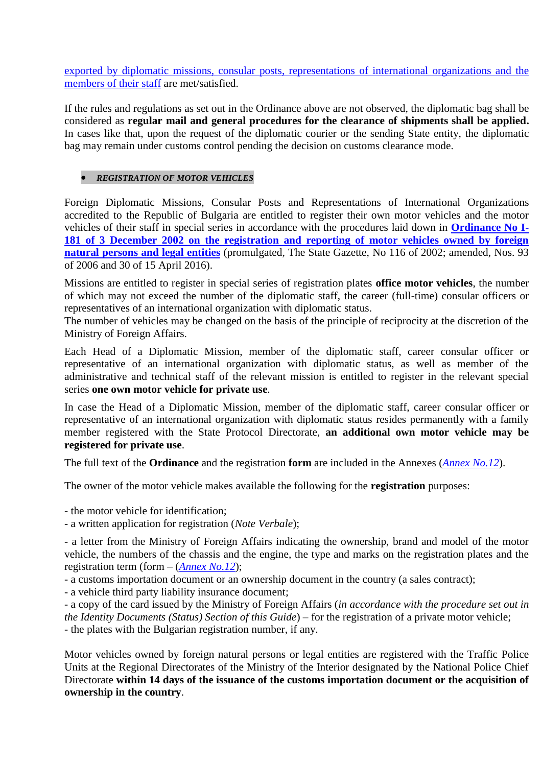exported by diplomatic missions, consular posts, representations of international organizations and the members of their staff are met/satisfied.

If the rules and regulations as set out in the Ordinance above are not observed, the diplomatic bag shall be considered as **regular mail and general procedures for the clearance of shipments shall be applied.** In cases like that, upon the request of the diplomatic courier or the sending State entity, the diplomatic bag may remain under customs control pending the decision on customs clearance mode.

- ***REGISTRATION OF MOTOR VEHICLES***

Foreign Diplomatic Missions, Consular Posts and Representations of International Organizations accredited to the Republic of Bulgaria are entitled to register their own motor vehicles and the motor vehicles of their staff in special series in accordance with the procedures laid down in **Ordinance No I-181 of 3 December 2002 on the registration and reporting of motor vehicles owned by foreign natural persons and legal entities** (promulgated, The State Gazette, No 116 of 2002; amended, Nos. 93 of 2006 and 30 of 15 April 2016).

Missions are entitled to register in special series of registration plates **office motor vehicles**, the number of which may not exceed the number of the diplomatic staff, the career (full-time) consular officers or representatives of an international organization with diplomatic status.
The number of vehicles may be changed on the basis of the principle of reciprocity at the discretion of the Ministry of Foreign Affairs.

Each Head of a Diplomatic Mission, member of the diplomatic staff, career consular officer or representative of an international organization with diplomatic status, as well as member of the administrative and technical staff of the relevant mission is entitled to register in the relevant special series **one own motor vehicle for private use**.

In case the Head of a Diplomatic Mission, member of the diplomatic staff, career consular officer or representative of an international organization with diplomatic status resides permanently with a family member registered with the State Protocol Directorate, **an additional own motor vehicle may be registered for private use**.

The full text of the **Ordinance** and the registration **form** are included in the Annexes (*Annex No.12*).

The owner of the motor vehicle makes available the following for the **registration** purposes:

- the motor vehicle for identification;
- a written application for registration (*Note Verbale*);
- a letter from the Ministry of Foreign Affairs indicating the ownership, brand and model of the motor vehicle, the numbers of the chassis and the engine, the type and marks on the registration plates and the registration term (form – (*Annex No.12*);
- a customs importation document or an ownership document in the country (a sales contract);
- a vehicle third party liability insurance document;
- a copy of the card issued by the Ministry of Foreign Affairs (*in accordance with the procedure set out in the Identity Documents (Status) Section of this Guide*) – for the registration of a private motor vehicle;
- the plates with the Bulgarian registration number, if any.

Motor vehicles owned by foreign natural persons or legal entities are registered with the Traffic Police Units at the Regional Directorates of the Ministry of the Interior designated by the National Police Chief Directorate **within 14 days of the issuance of the customs importation document or the acquisition of ownership in the country**.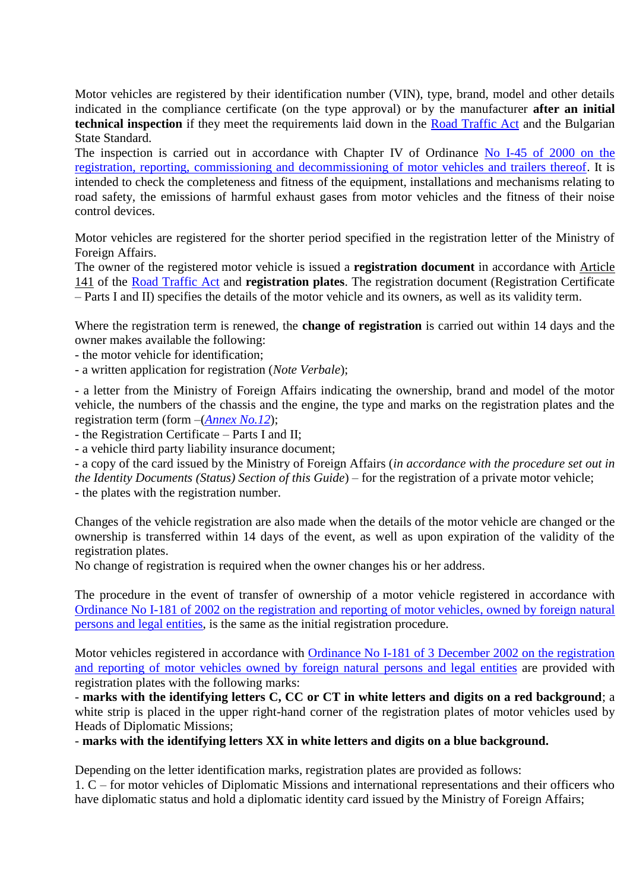Motor vehicles are registered by their identification number (VIN), type, brand, model and other details indicated in the compliance certificate (on the type approval) or by the manufacturer **after an initial technical inspection** if they meet the requirements laid down in the Road Traffic Act and the Bulgarian State Standard.
The inspection is carried out in accordance with Chapter IV of Ordinance No I-45 of 2000 on the registration, reporting, commissioning and decommissioning of motor vehicles and trailers thereof. It is intended to check the completeness and fitness of the equipment, installations and mechanisms relating to road safety, the emissions of harmful exhaust gases from motor vehicles and the fitness of their noise control devices.

Motor vehicles are registered for the shorter period specified in the registration letter of the Ministry of Foreign Affairs.
The owner of the registered motor vehicle is issued a **registration document** in accordance with Article 141 of the Road Traffic Act and **registration plates**. The registration document (Registration Certificate – Parts I and II) specifies the details of the motor vehicle and its owners, as well as its validity term.

Where the registration term is renewed, the **change of registration** is carried out within 14 days and the owner makes available the following:
- the motor vehicle for identification;
- a written application for registration (*Note Verbale*);

- a letter from the Ministry of Foreign Affairs indicating the ownership, brand and model of the motor vehicle, the numbers of the chassis and the engine, the type and marks on the registration plates and the registration term (form –(*Annex No.12*);
- the Registration Certificate – Parts I and II;
- a vehicle third party liability insurance document;
- a copy of the card issued by the Ministry of Foreign Affairs (*in accordance with the procedure set out in the Identity Documents (Status) Section of this Guide*) – for the registration of a private motor vehicle;
- the plates with the registration number.

Changes of the vehicle registration are also made when the details of the motor vehicle are changed or the ownership is transferred within 14 days of the event, as well as upon expiration of the validity of the registration plates.
No change of registration is required when the owner changes his or her address.

The procedure in the event of transfer of ownership of a motor vehicle registered in accordance with Ordinance No I-181 of 2002 on the registration and reporting of motor vehicles, owned by foreign natural persons and legal entities, is the same as the initial registration procedure.

Motor vehicles registered in accordance with Ordinance No I-181 of 3 December 2002 on the registration and reporting of motor vehicles owned by foreign natural persons and legal entities are provided with registration plates with the following marks:
- **marks with the identifying letters C, CC or CT in white letters and digits on a red background**; a white strip is placed in the upper right-hand corner of the registration plates of motor vehicles used by Heads of Diplomatic Missions;
- **marks with the identifying letters XX in white letters and digits on a blue background.**

Depending on the letter identification marks, registration plates are provided as follows:
1. C – for motor vehicles of Diplomatic Missions and international representations and their officers who have diplomatic status and hold a diplomatic identity card issued by the Ministry of Foreign Affairs;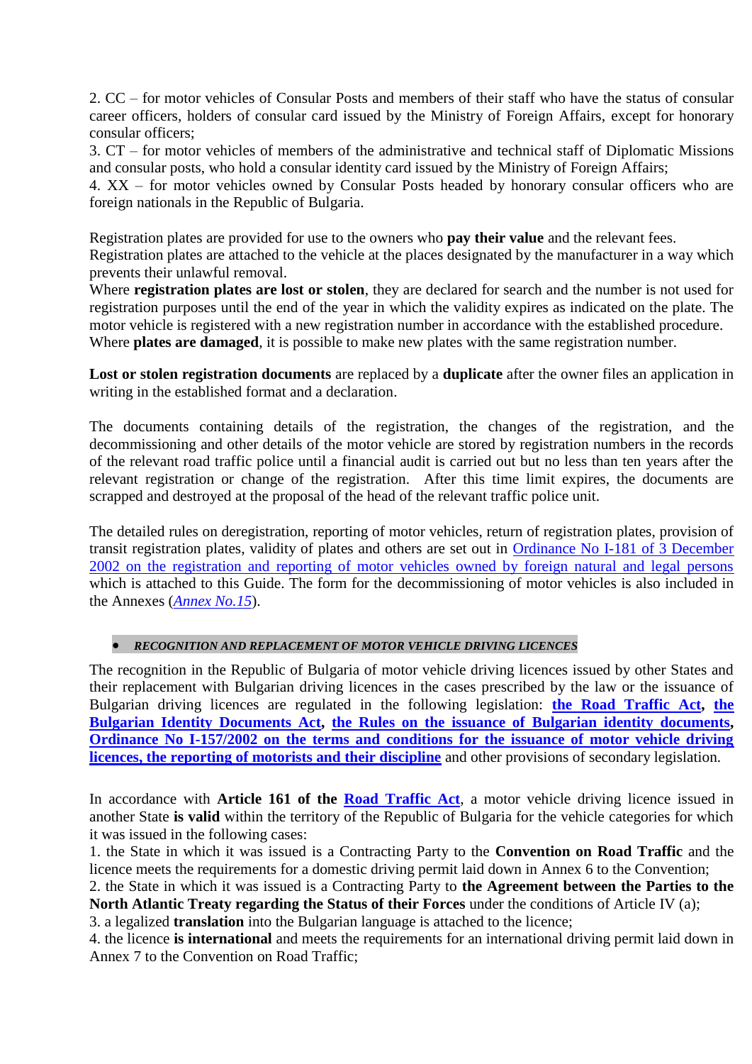2. CC – for motor vehicles of Consular Posts and members of their staff who have the status of consular career officers, holders of consular card issued by the Ministry of Foreign Affairs, except for honorary consular officers;
3. CT – for motor vehicles of members of the administrative and technical staff of Diplomatic Missions and consular posts, who hold a consular identity card issued by the Ministry of Foreign Affairs;
4. XX – for motor vehicles owned by Consular Posts headed by honorary consular officers who are foreign nationals in the Republic of Bulgaria.

Registration plates are provided for use to the owners who **pay their value** and the relevant fees.
Registration plates are attached to the vehicle at the places designated by the manufacturer in a way which prevents their unlawful removal.
Where **registration plates are lost or stolen**, they are declared for search and the number is not used for registration purposes until the end of the year in which the validity expires as indicated on the plate. The motor vehicle is registered with a new registration number in accordance with the established procedure.
Where **plates are damaged**, it is possible to make new plates with the same registration number.

**Lost or stolen registration documents** are replaced by a **duplicate** after the owner files an application in writing in the established format and a declaration.

The documents containing details of the registration, the changes of the registration, and the decommissioning and other details of the motor vehicle are stored by registration numbers in the records of the relevant road traffic police until a financial audit is carried out but no less than ten years after the relevant registration or change of the registration. After this time limit expires, the documents are scrapped and destroyed at the proposal of the head of the relevant traffic police unit.

The detailed rules on deregistration, reporting of motor vehicles, return of registration plates, provision of transit registration plates, validity of plates and others are set out in Ordinance No I-181 of 3 December 2002 on the registration and reporting of motor vehicles owned by foreign natural and legal persons which is attached to this Guide. The form for the decommissioning of motor vehicles is also included in the Annexes (*Annex No.15*).

- ***RECOGNITION AND REPLACEMENT OF MOTOR VEHICLE DRIVING LICENCES***

The recognition in the Republic of Bulgaria of motor vehicle driving licences issued by other States and their replacement with Bulgarian driving licences in the cases prescribed by the law or the issuance of Bulgarian driving licences are regulated in the following legislation: **the Road Traffic Act**, **the Bulgarian Identity Documents Act**, **the Rules on the issuance of Bulgarian identity documents**, **Ordinance No I-157/2002 on the terms and conditions for the issuance of motor vehicle driving licences, the reporting of motorists and their discipline** and other provisions of secondary legislation.

In accordance with **Article 161 of the Road Traffic Act**, a motor vehicle driving licence issued in another State **is valid** within the territory of the Republic of Bulgaria for the vehicle categories for which it was issued in the following cases:
1. the State in which it was issued is a Contracting Party to the **Convention on Road Traffic** and the licence meets the requirements for a domestic driving permit laid down in Annex 6 to the Convention;
2. the State in which it was issued is a Contracting Party to **the Agreement between the Parties to the North Atlantic Treaty regarding the Status of their Forces** under the conditions of Article IV (a);
3. a legalized **translation** into the Bulgarian language is attached to the licence;
4. the licence **is international** and meets the requirements for an international driving permit laid down in Annex 7 to the Convention on Road Traffic;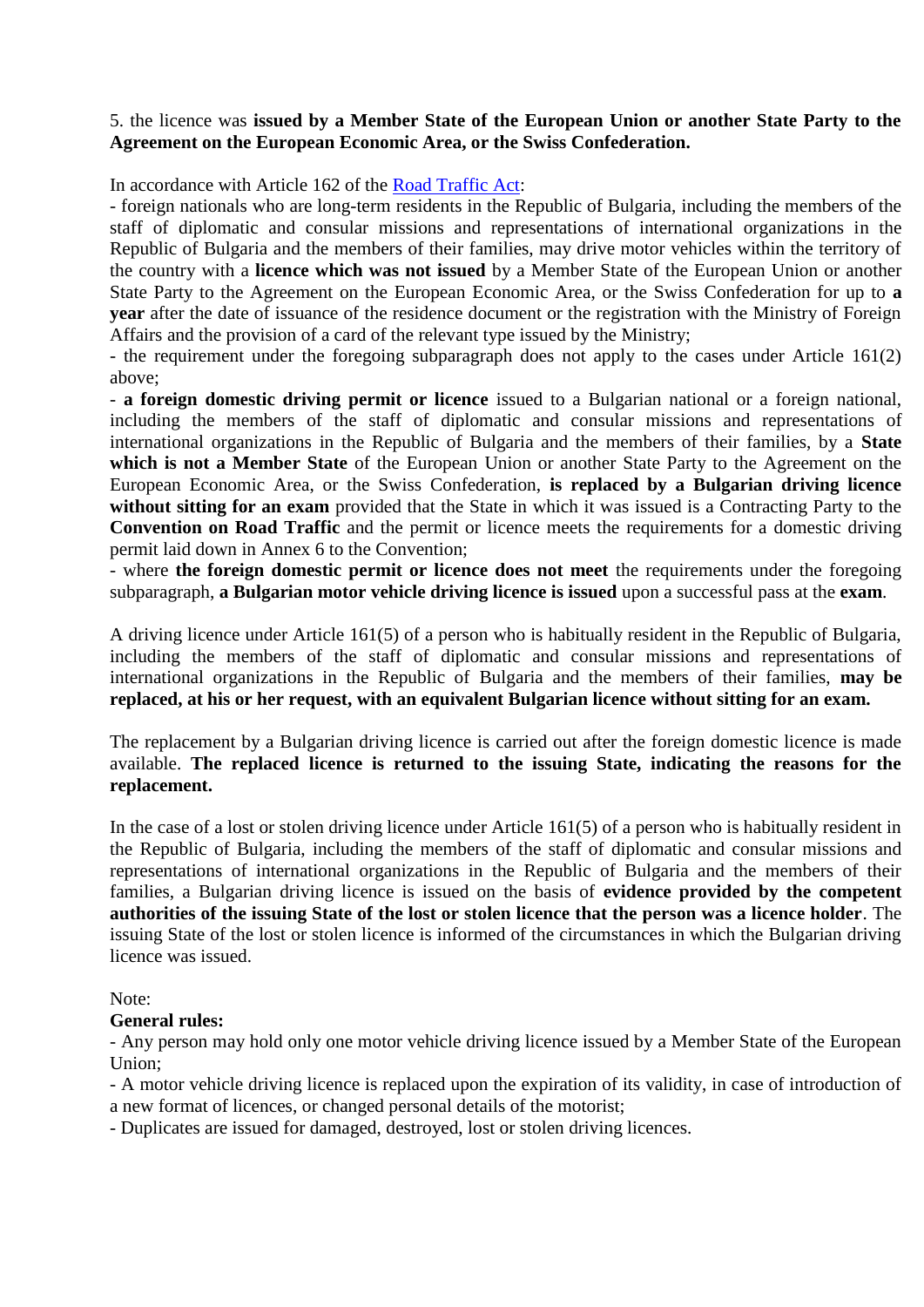5. the licence was **issued by a Member State of the European Union or another State Party to the Agreement on the European Economic Area, or the Swiss Confederation.**

In accordance with Article 162 of the Road Traffic Act:

- foreign nationals who are long-term residents in the Republic of Bulgaria, including the members of the staff of diplomatic and consular missions and representations of international organizations in the Republic of Bulgaria and the members of their families, may drive motor vehicles within the territory of the country with a **licence which was not issued** by a Member State of the European Union or another State Party to the Agreement on the European Economic Area, or the Swiss Confederation for up to **a year** after the date of issuance of the residence document or the registration with the Ministry of Foreign Affairs and the provision of a card of the relevant type issued by the Ministry;
- the requirement under the foregoing subparagraph does not apply to the cases under Article 161(2) above;
- **a foreign domestic driving permit or licence** issued to a Bulgarian national or a foreign national, including the members of the staff of diplomatic and consular missions and representations of international organizations in the Republic of Bulgaria and the members of their families, by a **State which is not a Member State** of the European Union or another State Party to the Agreement on the European Economic Area, or the Swiss Confederation, **is replaced by a Bulgarian driving licence without sitting for an exam** provided that the State in which it was issued is a Contracting Party to the **Convention on Road Traffic** and the permit or licence meets the requirements for a domestic driving permit laid down in Annex 6 to the Convention;
- where **the foreign domestic permit or licence does not meet** the requirements under the foregoing subparagraph, **a Bulgarian motor vehicle driving licence is issued** upon a successful pass at the **exam**.

A driving licence under Article 161(5) of a person who is habitually resident in the Republic of Bulgaria, including the members of the staff of diplomatic and consular missions and representations of international organizations in the Republic of Bulgaria and the members of their families, **may be replaced, at his or her request, with an equivalent Bulgarian licence without sitting for an exam.**

The replacement by a Bulgarian driving licence is carried out after the foreign domestic licence is made available. **The replaced licence is returned to the issuing State, indicating the reasons for the replacement.**

In the case of a lost or stolen driving licence under Article 161(5) of a person who is habitually resident in the Republic of Bulgaria, including the members of the staff of diplomatic and consular missions and representations of international organizations in the Republic of Bulgaria and the members of their families, a Bulgarian driving licence is issued on the basis of **evidence provided by the competent authorities of the issuing State of the lost or stolen licence that the person was a licence holder**. The issuing State of the lost or stolen licence is informed of the circumstances in which the Bulgarian driving licence was issued.

Note:

**General rules:**

- Any person may hold only one motor vehicle driving licence issued by a Member State of the European Union;
- A motor vehicle driving licence is replaced upon the expiration of its validity, in case of introduction of a new format of licences, or changed personal details of the motorist;
- Duplicates are issued for damaged, destroyed, lost or stolen driving licences.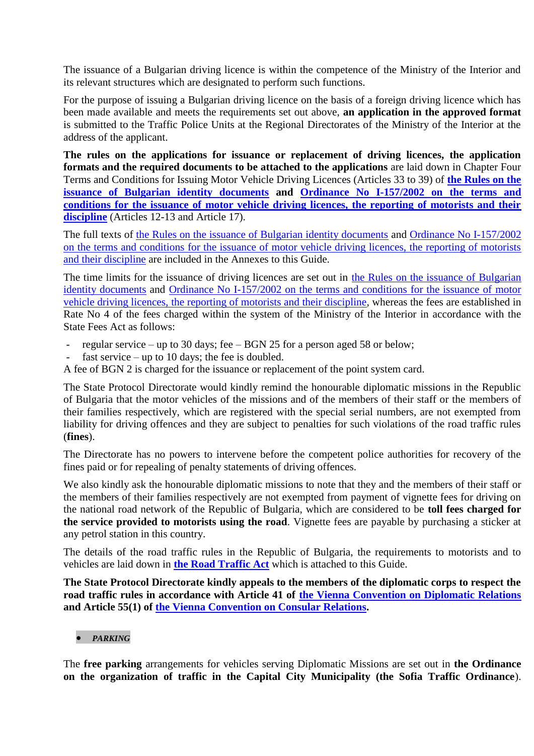The issuance of a Bulgarian driving licence is within the competence of the Ministry of the Interior and its relevant structures which are designated to perform such functions.

For the purpose of issuing a Bulgarian driving licence on the basis of a foreign driving licence which has been made available and meets the requirements set out above, **an application in the approved format** is submitted to the Traffic Police Units at the Regional Directorates of the Ministry of the Interior at the address of the applicant.

**The rules on the applications for issuance or replacement of driving licences, the application formats and the required documents to be attached to the applications** are laid down in Chapter Four Terms and Conditions for Issuing Motor Vehicle Driving Licences (Articles 33 to 39) of **the Rules on the issuance of Bulgarian identity documents** and **Ordinance No I-157/2002 on the terms and conditions for the issuance of motor vehicle driving licences, the reporting of motorists and their discipline** (Articles 12-13 and Article 17).

The full texts of the Rules on the issuance of Bulgarian identity documents and Ordinance No I-157/2002 on the terms and conditions for the issuance of motor vehicle driving licences, the reporting of motorists and their discipline are included in the Annexes to this Guide.

The time limits for the issuance of driving licences are set out in the Rules on the issuance of Bulgarian identity documents and Ordinance No I-157/2002 on the terms and conditions for the issuance of motor vehicle driving licences, the reporting of motorists and their discipline, whereas the fees are established in Rate No 4 of the fees charged within the system of the Ministry of the Interior in accordance with the State Fees Act as follows:

- regular service – up to 30 days; fee – BGN 25 for a person aged 58 or below;
- fast service – up to 10 days; the fee is doubled.

A fee of BGN 2 is charged for the issuance or replacement of the point system card.

The State Protocol Directorate would kindly remind the honourable diplomatic missions in the Republic of Bulgaria that the motor vehicles of the missions and of the members of their staff or the members of their families respectively, which are registered with the special serial numbers, are not exempted from liability for driving offences and they are subject to penalties for such violations of the road traffic rules (**fines**).

The Directorate has no powers to intervene before the competent police authorities for recovery of the fines paid or for repealing of penalty statements of driving offences.

We also kindly ask the honourable diplomatic missions to note that they and the members of their staff or the members of their families respectively are not exempted from payment of vignette fees for driving on the national road network of the Republic of Bulgaria, which are considered to be **toll fees charged for the service provided to motorists using the road**. Vignette fees are payable by purchasing a sticker at any petrol station in this country.

The details of the road traffic rules in the Republic of Bulgaria, the requirements to motorists and to vehicles are laid down in **the Road Traffic Act** which is attached to this Guide.

**The State Protocol Directorate kindly appeals to the members of the diplomatic corps to respect the road traffic rules in accordance with Article 41 of the Vienna Convention on Diplomatic Relations and Article 55(1) of the Vienna Convention on Consular Relations.**

- ***PARKING***

The **free parking** arrangements for vehicles serving Diplomatic Missions are set out in **the Ordinance on the organization of traffic in the Capital City Municipality (the Sofia Traffic Ordinance)**.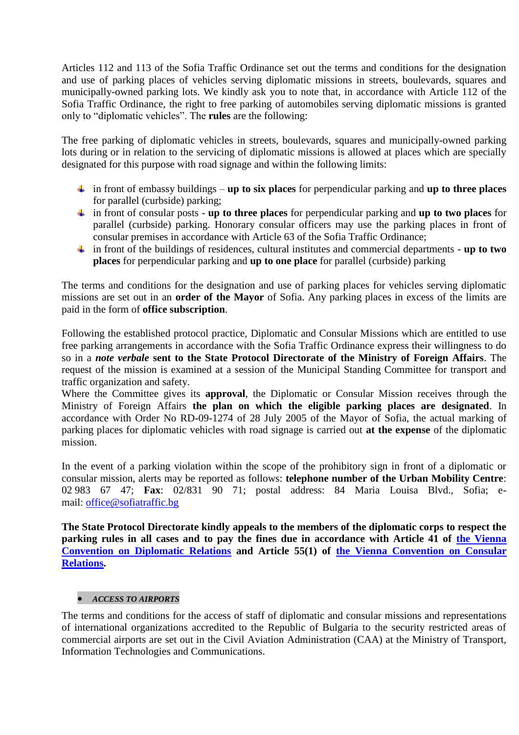Articles 112 and 113 of the Sofia Traffic Ordinance set out the terms and conditions for the designation and use of parking places of vehicles serving diplomatic missions in streets, boulevards, squares and municipally-owned parking lots. We kindly ask you to note that, in accordance with Article 112 of the Sofia Traffic Ordinance, the right to free parking of automobiles serving diplomatic missions is granted only to "diplomatic vehicles". The **rules** are the following:

The free parking of diplomatic vehicles in streets, boulevards, squares and municipally-owned parking lots during or in relation to the servicing of diplomatic missions is allowed at places which are specially designated for this purpose with road signage and within the following limits:

- in front of embassy buildings – **up to six places** for perpendicular parking and **up to three places** for parallel (curbside) parking;
- in front of consular posts - **up to three places** for perpendicular parking and **up to two places** for parallel (curbside) parking. Honorary consular officers may use the parking places in front of consular premises in accordance with Article 63 of the Sofia Traffic Ordinance;
- in front of the buildings of residences, cultural institutes and commercial departments - **up to two places** for perpendicular parking and **up to one place** for parallel (curbside) parking

The terms and conditions for the designation and use of parking places for vehicles serving diplomatic missions are set out in an **order of the Mayor** of Sofia. Any parking places in excess of the limits are paid in the form of **office subscription**.

Following the established protocol practice, Diplomatic and Consular Missions which are entitled to use free parking arrangements in accordance with the Sofia Traffic Ordinance express their willingness to do so in a ***note verbale*** **sent to the State Protocol Directorate of the Ministry of Foreign Affairs**. The request of the mission is examined at a session of the Municipal Standing Committee for transport and traffic organization and safety.
Where the Committee gives its **approval**, the Diplomatic or Consular Mission receives through the Ministry of Foreign Affairs **the plan on which the eligible parking places are designated**. In accordance with Order No RD-09-1274 of 28 July 2005 of the Mayor of Sofia, the actual marking of parking places for diplomatic vehicles with road signage is carried out **at the expense** of the diplomatic mission.

In the event of a parking violation within the scope of the prohibitory sign in front of a diplomatic or consular mission, alerts may be reported as follows: **telephone number of the Urban Mobility Centre**: 02 983 67 47; **Fax**: 02/831 90 71; postal address: 84 Maria Louisa Blvd., Sofia; e-mail: office@sofiatraffic.bg

**The State Protocol Directorate kindly appeals to the members of the diplomatic corps to respect the parking rules in all cases and to pay the fines due in accordance with Article 41 of the Vienna Convention on Diplomatic Relations and Article 55(1) of the Vienna Convention on Consular Relations.**

- ***ACCESS TO AIRPORTS***

The terms and conditions for the access of staff of diplomatic and consular missions and representations of international organizations accredited to the Republic of Bulgaria to the security restricted areas of commercial airports are set out in the Civil Aviation Administration (CAA) at the Ministry of Transport, Information Technologies and Communications.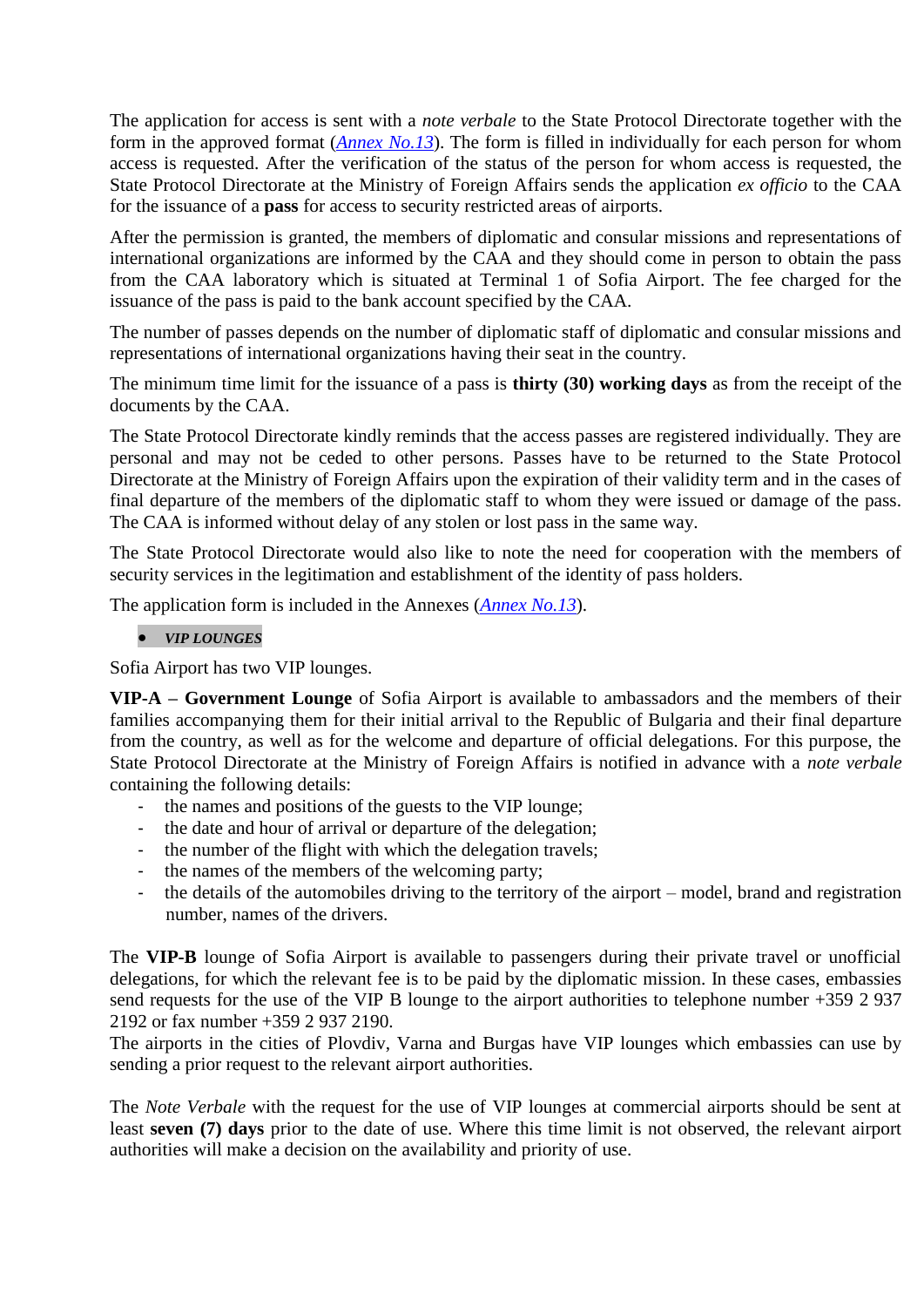The application for access is sent with a *note verbale* to the State Protocol Directorate together with the form in the approved format (*Annex No.13*). The form is filled in individually for each person for whom access is requested. After the verification of the status of the person for whom access is requested, the State Protocol Directorate at the Ministry of Foreign Affairs sends the application *ex officio* to the CAA for the issuance of a **pass** for access to security restricted areas of airports.

After the permission is granted, the members of diplomatic and consular missions and representations of international organizations are informed by the CAA and they should come in person to obtain the pass from the CAA laboratory which is situated at Terminal 1 of Sofia Airport. The fee charged for the issuance of the pass is paid to the bank account specified by the CAA.

The number of passes depends on the number of diplomatic staff of diplomatic and consular missions and representations of international organizations having their seat in the country.

The minimum time limit for the issuance of a pass is **thirty (30) working days** as from the receipt of the documents by the CAA.

The State Protocol Directorate kindly reminds that the access passes are registered individually. They are personal and may not be ceded to other persons. Passes have to be returned to the State Protocol Directorate at the Ministry of Foreign Affairs upon the expiration of their validity term and in the cases of final departure of the members of the diplomatic staff to whom they were issued or damage of the pass. The CAA is informed without delay of any stolen or lost pass in the same way.

The State Protocol Directorate would also like to note the need for cooperation with the members of security services in the legitimation and establishment of the identity of pass holders.

The application form is included in the Annexes (*Annex No.13*).

- ***VIP LOUNGES***

Sofia Airport has two VIP lounges.

**VIP-A – Government Lounge** of Sofia Airport is available to ambassadors and the members of their families accompanying them for their initial arrival to the Republic of Bulgaria and their final departure from the country, as well as for the welcome and departure of official delegations. For this purpose, the State Protocol Directorate at the Ministry of Foreign Affairs is notified in advance with a *note verbale* containing the following details:

- the names and positions of the guests to the VIP lounge;
- the date and hour of arrival or departure of the delegation;
- the number of the flight with which the delegation travels;
- the names of the members of the welcoming party;
- the details of the automobiles driving to the territory of the airport – model, brand and registration number, names of the drivers.

The **VIP-B** lounge of Sofia Airport is available to passengers during their private travel or unofficial delegations, for which the relevant fee is to be paid by the diplomatic mission. In these cases, embassies send requests for the use of the VIP B lounge to the airport authorities to telephone number +359 2 937 2192 or fax number +359 2 937 2190.
The airports in the cities of Plovdiv, Varna and Burgas have VIP lounges which embassies can use by sending a prior request to the relevant airport authorities.

The *Note Verbale* with the request for the use of VIP lounges at commercial airports should be sent at least **seven (7) days** prior to the date of use. Where this time limit is not observed, the relevant airport authorities will make a decision on the availability and priority of use.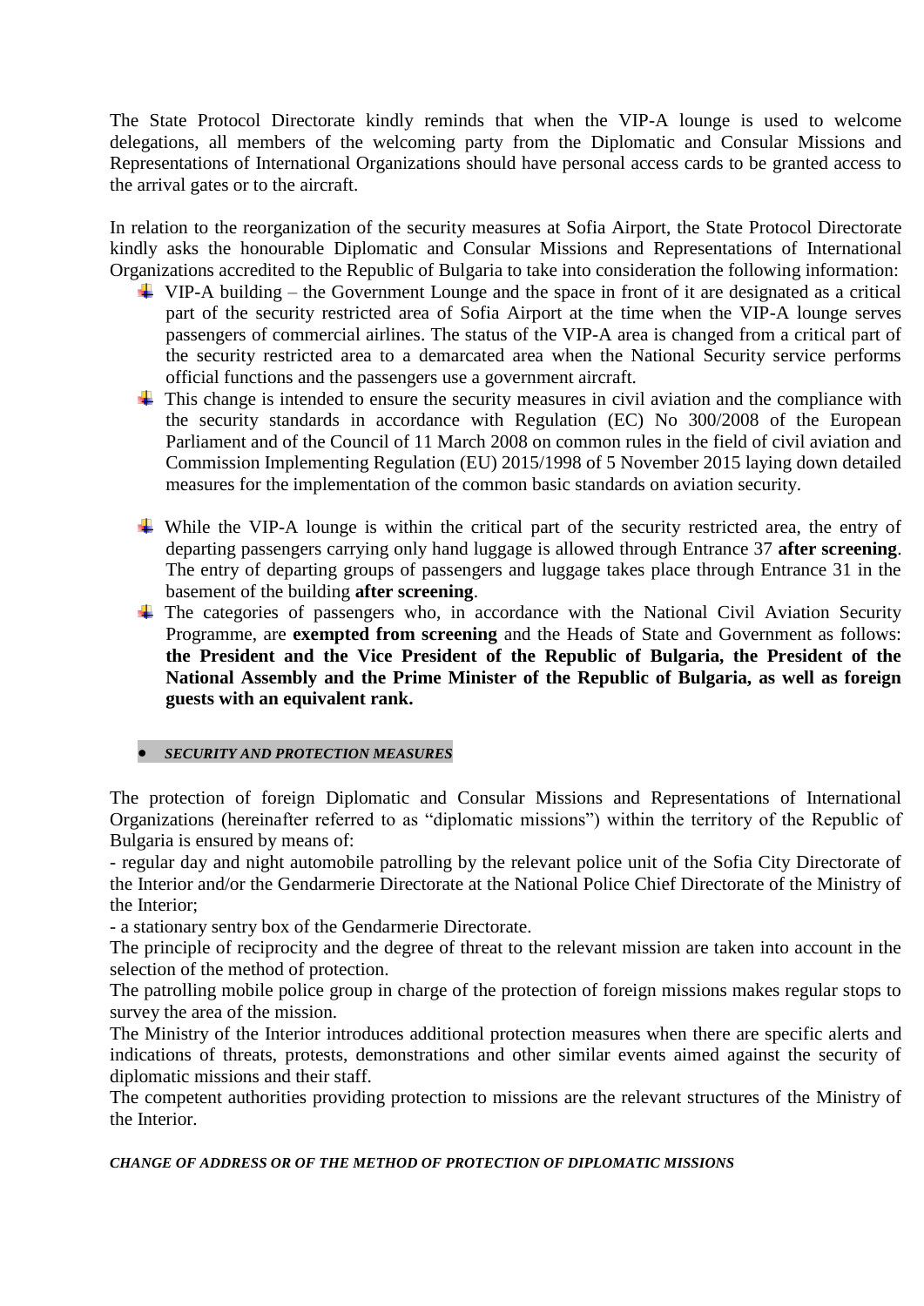The State Protocol Directorate kindly reminds that when the VIP-A lounge is used to welcome delegations, all members of the welcoming party from the Diplomatic and Consular Missions and Representations of International Organizations should have personal access cards to be granted access to the arrival gates or to the aircraft.

In relation to the reorganization of the security measures at Sofia Airport, the State Protocol Directorate kindly asks the honourable Diplomatic and Consular Missions and Representations of International Organizations accredited to the Republic of Bulgaria to take into consideration the following information:

- VIP-A building – the Government Lounge and the space in front of it are designated as a critical part of the security restricted area of Sofia Airport at the time when the VIP-A lounge serves passengers of commercial airlines. The status of the VIP-A area is changed from a critical part of the security restricted area to a demarcated area when the National Security service performs official functions and the passengers use a government aircraft.
- This change is intended to ensure the security measures in civil aviation and the compliance with the security standards in accordance with Regulation (EC) No 300/2008 of the European Parliament and of the Council of 11 March 2008 on common rules in the field of civil aviation and Commission Implementing Regulation (EU) 2015/1998 of 5 November 2015 laying down detailed measures for the implementation of the common basic standards on aviation security.
- While the VIP-A lounge is within the critical part of the security restricted area, the entry of departing passengers carrying only hand luggage is allowed through Entrance 37 **after screening**. The entry of departing groups of passengers and luggage takes place through Entrance 31 in the basement of the building **after screening**.
- The categories of passengers who, in accordance with the National Civil Aviation Security Programme, are **exempted from screening** and the Heads of State and Government as follows: **the President and the Vice President of the Republic of Bulgaria, the President of the National Assembly and the Prime Minister of the Republic of Bulgaria, as well as foreign guests with an equivalent rank.**

- ***SECURITY AND PROTECTION MEASURES***

The protection of foreign Diplomatic and Consular Missions and Representations of International Organizations (hereinafter referred to as "diplomatic missions") within the territory of the Republic of Bulgaria is ensured by means of:

- regular day and night automobile patrolling by the relevant police unit of the Sofia City Directorate of the Interior and/or the Gendarmerie Directorate at the National Police Chief Directorate of the Ministry of the Interior;
- a stationary sentry box of the Gendarmerie Directorate.

The principle of reciprocity and the degree of threat to the relevant mission are taken into account in the selection of the method of protection.

The patrolling mobile police group in charge of the protection of foreign missions makes regular stops to survey the area of the mission.

The Ministry of the Interior introduces additional protection measures when there are specific alerts and indications of threats, protests, demonstrations and other similar events aimed against the security of diplomatic missions and their staff.

The competent authorities providing protection to missions are the relevant structures of the Ministry of the Interior.

***CHANGE OF ADDRESS OR OF THE METHOD OF PROTECTION OF DIPLOMATIC MISSIONS***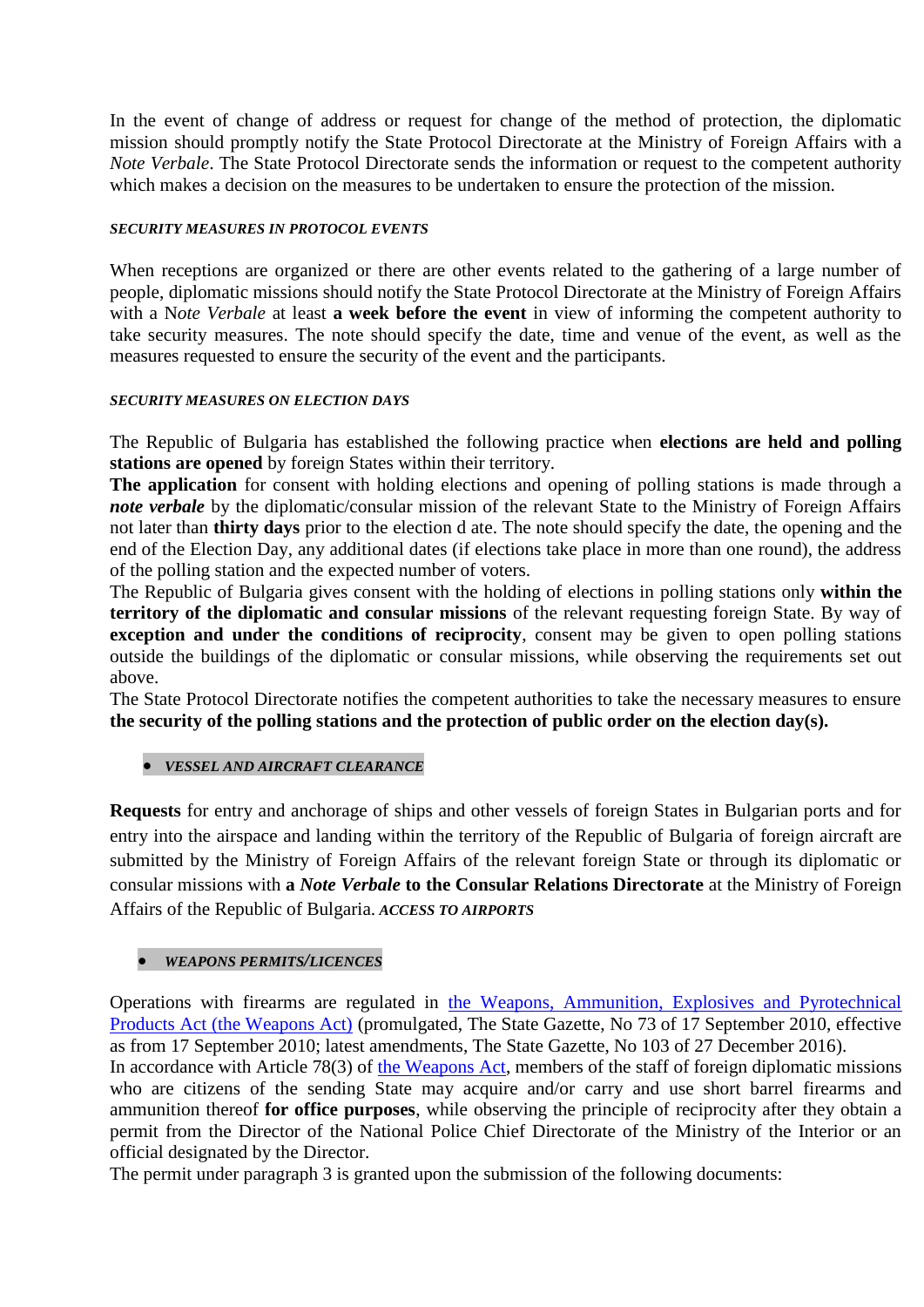In the event of change of address or request for change of the method of protection, the diplomatic mission should promptly notify the State Protocol Directorate at the Ministry of Foreign Affairs with a *Note Verbale*. The State Protocol Directorate sends the information or request to the competent authority which makes a decision on the measures to be undertaken to ensure the protection of the mission.

#### *SECURITY MEASURES IN PROTOCOL EVENTS*

When receptions are organized or there are other events related to the gathering of a large number of people, diplomatic missions should notify the State Protocol Directorate at the Ministry of Foreign Affairs with a N*ote Verbale* at least **a week before the event** in view of informing the competent authority to take security measures. The note should specify the date, time and venue of the event, as well as the measures requested to ensure the security of the event and the participants.

#### *SECURITY MEASURES ON ELECTION DAYS*

The Republic of Bulgaria has established the following practice when **elections are held and polling stations are opened** by foreign States within their territory.
**The application** for consent with holding elections and opening of polling stations is made through a ***note verbale*** by the diplomatic/consular mission of the relevant State to the Ministry of Foreign Affairs not later than **thirty days** prior to the election d ate. The note should specify the date, the opening and the end of the Election Day, any additional dates (if elections take place in more than one round), the address of the polling station and the expected number of voters.
The Republic of Bulgaria gives consent with the holding of elections in polling stations only **within the territory of the diplomatic and consular missions** of the relevant requesting foreign State. By way of **exception and under the conditions of reciprocity**, consent may be given to open polling stations outside the buildings of the diplomatic or consular missions, while observing the requirements set out above.
The State Protocol Directorate notifies the competent authorities to take the necessary measures to ensure **the security of the polling stations and the protection of public order on the election day(s).**

- ***VESSEL AND AIRCRAFT CLEARANCE***

**Requests** for entry and anchorage of ships and other vessels of foreign States in Bulgarian ports and for entry into the airspace and landing within the territory of the Republic of Bulgaria of foreign aircraft are submitted by the Ministry of Foreign Affairs of the relevant foreign State or through its diplomatic or consular missions with **a *Note Verbale* to the Consular Relations Directorate** at the Ministry of Foreign Affairs of the Republic of Bulgaria. ***ACCESS TO AIRPORTS***

- ***WEAPONS PERMITS/LICENCES***

Operations with firearms are regulated in the Weapons, Ammunition, Explosives and Pyrotechnical Products Act (the Weapons Act) (promulgated, The State Gazette, No 73 of 17 September 2010, effective as from 17 September 2010; latest amendments, The State Gazette, No 103 of 27 December 2016).
In accordance with Article 78(3) of the Weapons Act, members of the staff of foreign diplomatic missions who are citizens of the sending State may acquire and/or carry and use short barrel firearms and ammunition thereof **for office purposes**, while observing the principle of reciprocity after they obtain a permit from the Director of the National Police Chief Directorate of the Ministry of the Interior or an official designated by the Director.
The permit under paragraph 3 is granted upon the submission of the following documents: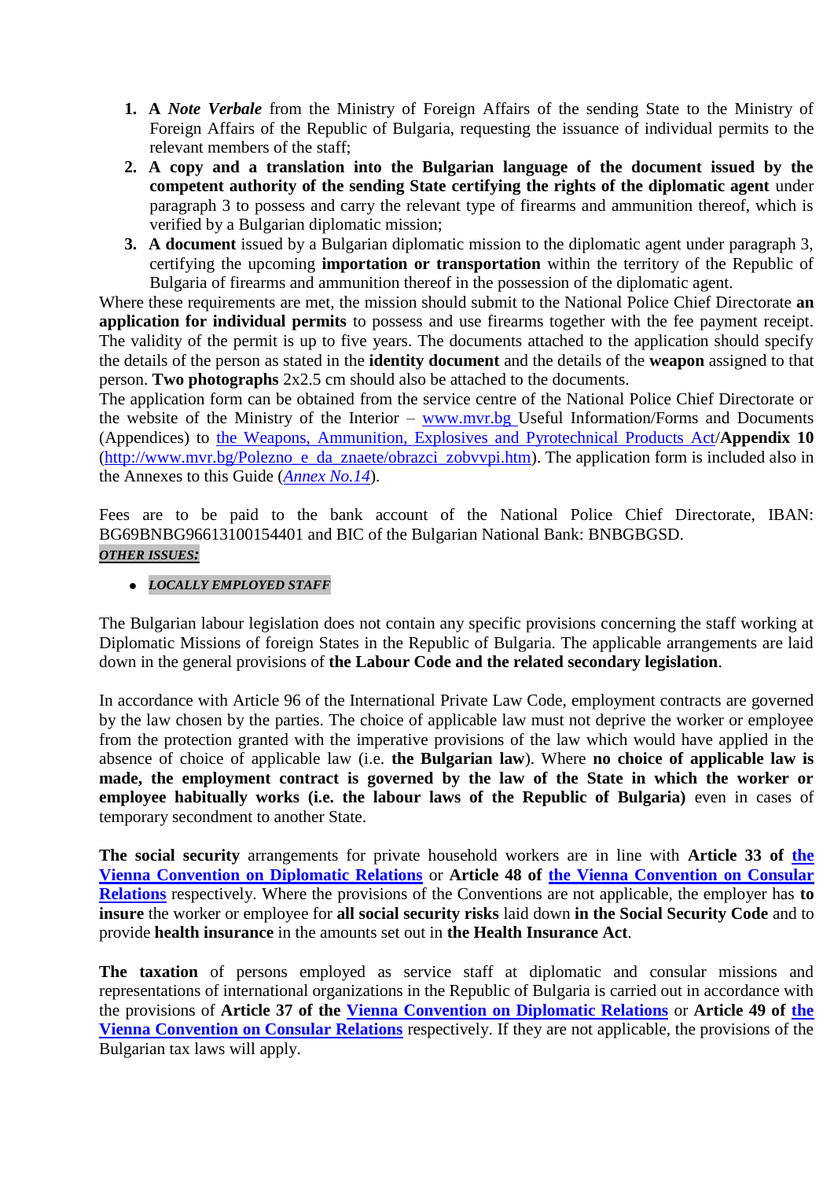1. **A *Note Verbale*** from the Ministry of Foreign Affairs of the sending State to the Ministry of Foreign Affairs of the Republic of Bulgaria, requesting the issuance of individual permits to the relevant members of the staff;
2. **A copy and a translation into the Bulgarian language of the document issued by the competent authority of the sending State certifying the rights of the diplomatic agent** under paragraph 3 to possess and carry the relevant type of firearms and ammunition thereof, which is verified by a Bulgarian diplomatic mission;
3. **A document** issued by a Bulgarian diplomatic mission to the diplomatic agent under paragraph 3, certifying the upcoming **importation or transportation** within the territory of the Republic of Bulgaria of firearms and ammunition thereof in the possession of the diplomatic agent.

Where these requirements are met, the mission should submit to the National Police Chief Directorate **an application for individual permits** to possess and use firearms together with the fee payment receipt. The validity of the permit is up to five years. The documents attached to the application should specify the details of the person as stated in the **identity document** and the details of the **weapon** assigned to that person. **Two photographs** 2x2.5 cm should also be attached to the documents.

The application form can be obtained from the service centre of the National Police Chief Directorate or the website of the Ministry of the Interior – www.mvr.bg Useful Information/Forms and Documents (Appendices) to the Weapons, Ammunition, Explosives and Pyrotechnical Products Act/**Appendix 10** (http://www.mvr.bg/Polezno_e_da_znaete/obrazci_zobvvpi.htm). The application form is included also in the Annexes to this Guide (*Annex No.14*).

Fees are to be paid to the bank account of the National Police Chief Directorate, IBAN: BG69BNBG96613100154401 and BIC of the Bulgarian National Bank: BNBGBGSD.

***OTHER ISSUES:***

- ***LOCALLY EMPLOYED STAFF***

The Bulgarian labour legislation does not contain any specific provisions concerning the staff working at Diplomatic Missions of foreign States in the Republic of Bulgaria. The applicable arrangements are laid down in the general provisions of **the Labour Code and the related secondary legislation**.

In accordance with Article 96 of the International Private Law Code, employment contracts are governed by the law chosen by the parties. The choice of applicable law must not deprive the worker or employee from the protection granted with the imperative provisions of the law which would have applied in the absence of choice of applicable law (i.e. **the Bulgarian law**). Where **no choice of applicable law is made, the employment contract is governed by the law of the State in which the worker or employee habitually works (i.e. the labour laws of the Republic of Bulgaria)** even in cases of temporary secondment to another State.

**The social security** arrangements for private household workers are in line with **Article 33 of the Vienna Convention on Diplomatic Relations** or **Article 48 of the Vienna Convention on Consular Relations** respectively. Where the provisions of the Conventions are not applicable, the employer has **to insure** the worker or employee for **all social security risks** laid down **in the Social Security Code** and to provide **health insurance** in the amounts set out in **the Health Insurance Act**.

**The taxation** of persons employed as service staff at diplomatic and consular missions and representations of international organizations in the Republic of Bulgaria is carried out in accordance with the provisions of **Article 37 of the Vienna Convention on Diplomatic Relations** or **Article 49 of the Vienna Convention on Consular Relations** respectively. If they are not applicable, the provisions of the Bulgarian tax laws will apply.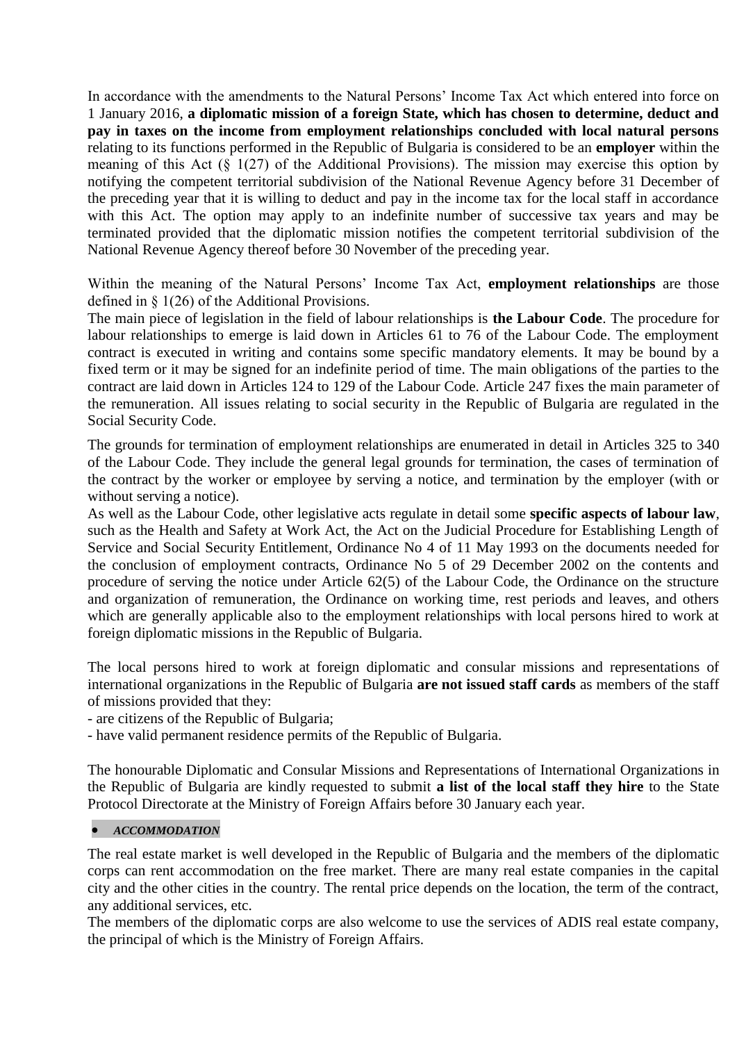In accordance with the amendments to the Natural Persons' Income Tax Act which entered into force on 1 January 2016, **a diplomatic mission of a foreign State, which has chosen to determine, deduct and pay in taxes on the income from employment relationships concluded with local natural persons** relating to its functions performed in the Republic of Bulgaria is considered to be an **employer** within the meaning of this Act (§ 1(27) of the Additional Provisions). The mission may exercise this option by notifying the competent territorial subdivision of the National Revenue Agency before 31 December of the preceding year that it is willing to deduct and pay in the income tax for the local staff in accordance with this Act. The option may apply to an indefinite number of successive tax years and may be terminated provided that the diplomatic mission notifies the competent territorial subdivision of the National Revenue Agency thereof before 30 November of the preceding year.

Within the meaning of the Natural Persons' Income Tax Act, **employment relationships** are those defined in § 1(26) of the Additional Provisions.

The main piece of legislation in the field of labour relationships is **the Labour Code**. The procedure for labour relationships to emerge is laid down in Articles 61 to 76 of the Labour Code. The employment contract is executed in writing and contains some specific mandatory elements. It may be bound by a fixed term or it may be signed for an indefinite period of time. The main obligations of the parties to the contract are laid down in Articles 124 to 129 of the Labour Code. Article 247 fixes the main parameter of the remuneration. All issues relating to social security in the Republic of Bulgaria are regulated in the Social Security Code.

The grounds for termination of employment relationships are enumerated in detail in Articles 325 to 340 of the Labour Code. They include the general legal grounds for termination, the cases of termination of the contract by the worker or employee by serving a notice, and termination by the employer (with or without serving a notice).

As well as the Labour Code, other legislative acts regulate in detail some **specific aspects of labour law**, such as the Health and Safety at Work Act, the Act on the Judicial Procedure for Establishing Length of Service and Social Security Entitlement, Ordinance No 4 of 11 May 1993 on the documents needed for the conclusion of employment contracts, Ordinance No 5 of 29 December 2002 on the contents and procedure of serving the notice under Article 62(5) of the Labour Code, the Ordinance on the structure and organization of remuneration, the Ordinance on working time, rest periods and leaves, and others which are generally applicable also to the employment relationships with local persons hired to work at foreign diplomatic missions in the Republic of Bulgaria.

The local persons hired to work at foreign diplomatic and consular missions and representations of international organizations in the Republic of Bulgaria **are not issued staff cards** as members of the staff of missions provided that they:

- are citizens of the Republic of Bulgaria;
- have valid permanent residence permits of the Republic of Bulgaria.

The honourable Diplomatic and Consular Missions and Representations of International Organizations in the Republic of Bulgaria are kindly requested to submit **a list of the local staff they hire** to the State Protocol Directorate at the Ministry of Foreign Affairs before 30 January each year.

- ***ACCOMMODATION***

The real estate market is well developed in the Republic of Bulgaria and the members of the diplomatic corps can rent accommodation on the free market. There are many real estate companies in the capital city and the other cities in the country. The rental price depends on the location, the term of the contract, any additional services, etc.

The members of the diplomatic corps are also welcome to use the services of ADIS real estate company, the principal of which is the Ministry of Foreign Affairs.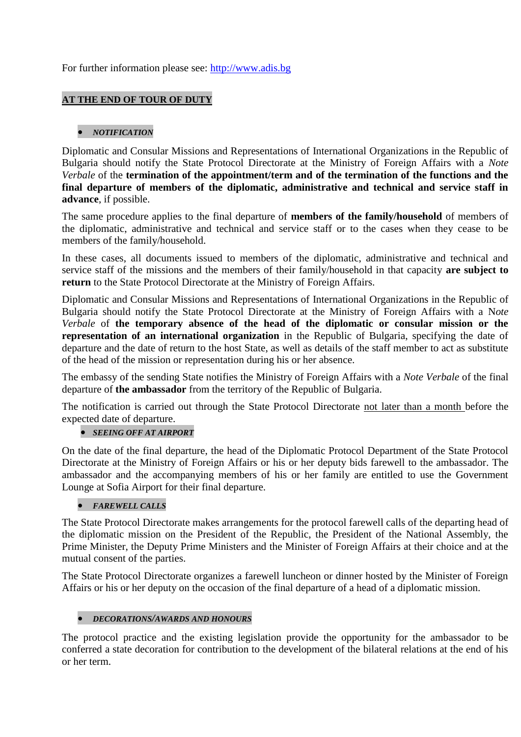For further information please see: http://www.adis.bg

## AT THE END OF TOUR OF DUTY

- ***NOTIFICATION***

Diplomatic and Consular Missions and Representations of International Organizations in the Republic of Bulgaria should notify the State Protocol Directorate at the Ministry of Foreign Affairs with a *Note Verbale* of the **termination of the appointment/term and of the termination of the functions and the final departure of members of the diplomatic, administrative and technical and service staff in advance**, if possible.

The same procedure applies to the final departure of **members of the family/household** of members of the diplomatic, administrative and technical and service staff or to the cases when they cease to be members of the family/household.

In these cases, all documents issued to members of the diplomatic, administrative and technical and service staff of the missions and the members of their family/household in that capacity **are subject to return** to the State Protocol Directorate at the Ministry of Foreign Affairs.

Diplomatic and Consular Missions and Representations of International Organizations in the Republic of Bulgaria should notify the State Protocol Directorate at the Ministry of Foreign Affairs with a N*ote Verbale* of **the temporary absence of the head of the diplomatic or consular mission or the representation of an international organization** in the Republic of Bulgaria, specifying the date of departure and the date of return to the host State, as well as details of the staff member to act as substitute of the head of the mission or representation during his or her absence.

The embassy of the sending State notifies the Ministry of Foreign Affairs with a *Note Verbale* of the final departure of **the ambassador** from the territory of the Republic of Bulgaria.

The notification is carried out through the State Protocol Directorate not later than a month before the expected date of departure.

- ***SEEING OFF AT AIRPORT***

On the date of the final departure, the head of the Diplomatic Protocol Department of the State Protocol Directorate at the Ministry of Foreign Affairs or his or her deputy bids farewell to the ambassador. The ambassador and the accompanying members of his or her family are entitled to use the Government Lounge at Sofia Airport for their final departure.

- ***FAREWELL CALLS***

The State Protocol Directorate makes arrangements for the protocol farewell calls of the departing head of the diplomatic mission on the President of the Republic, the President of the National Assembly, the Prime Minister, the Deputy Prime Ministers and the Minister of Foreign Affairs at their choice and at the mutual consent of the parties.

The State Protocol Directorate organizes a farewell luncheon or dinner hosted by the Minister of Foreign Affairs or his or her deputy on the occasion of the final departure of a head of a diplomatic mission.

- ***DECORATIONS/AWARDS AND HONOURS***

The protocol practice and the existing legislation provide the opportunity for the ambassador to be conferred a state decoration for contribution to the development of the bilateral relations at the end of his or her term.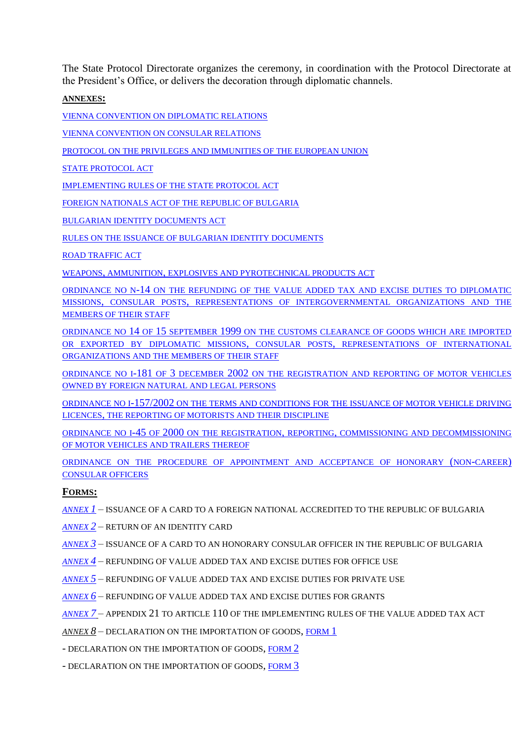The State Protocol Directorate organizes the ceremony, in coordination with the Protocol Directorate at the President's Office, or delivers the decoration through diplomatic channels.

**ANNEXES:**

VIENNA CONVENTION ON DIPLOMATIC RELATIONS

VIENNA CONVENTION ON CONSULAR RELATIONS

PROTOCOL ON THE PRIVILEGES AND IMMUNITIES OF THE EUROPEAN UNION

STATE PROTOCOL ACT

IMPLEMENTING RULES OF THE STATE PROTOCOL ACT

FOREIGN NATIONALS ACT OF THE REPUBLIC OF BULGARIA

BULGARIAN IDENTITY DOCUMENTS ACT

RULES ON THE ISSUANCE OF BULGARIAN IDENTITY DOCUMENTS

ROAD TRAFFIC ACT

WEAPONS, AMMUNITION, EXPLOSIVES AND PYROTECHNICAL PRODUCTS ACT

ORDINANCE NO N-14 ON THE REFUNDING OF THE VALUE ADDED TAX AND EXCISE DUTIES TO DIPLOMATIC MISSIONS, CONSULAR POSTS, REPRESENTATIONS OF INTERGOVERNMENTAL ORGANIZATIONS AND THE MEMBERS OF THEIR STAFF

ORDINANCE NO 14 OF 15 SEPTEMBER 1999 ON THE CUSTOMS CLEARANCE OF GOODS WHICH ARE IMPORTED OR EXPORTED BY DIPLOMATIC MISSIONS, CONSULAR POSTS, REPRESENTATIONS OF INTERNATIONAL ORGANIZATIONS AND THE MEMBERS OF THEIR STAFF

ORDINANCE NO I-181 OF 3 DECEMBER 2002 ON THE REGISTRATION AND REPORTING OF MOTOR VEHICLES OWNED BY FOREIGN NATURAL AND LEGAL PERSONS

ORDINANCE NO I-157/2002 ON THE TERMS AND CONDITIONS FOR THE ISSUANCE OF MOTOR VEHICLE DRIVING LICENCES, THE REPORTING OF MOTORISTS AND THEIR DISCIPLINE

ORDINANCE NO I-45 OF 2000 ON THE REGISTRATION, REPORTING, COMMISSIONING AND DECOMMISSIONING OF MOTOR VEHICLES AND TRAILERS THEREOF

ORDINANCE ON THE PROCEDURE OF APPOINTMENT AND ACCEPTANCE OF HONORARY (NON-CAREER) CONSULAR OFFICERS

**FORMS:**

*ANNEX 1* – ISSUANCE OF A CARD TO A FOREIGN NATIONAL ACCREDITED TO THE REPUBLIC OF BULGARIA

*ANNEX 2* – RETURN OF AN IDENTITY CARD

*ANNEX 3* – ISSUANCE OF A CARD TO AN HONORARY CONSULAR OFFICER IN THE REPUBLIC OF BULGARIA

*ANNEX 4* – REFUNDING OF VALUE ADDED TAX AND EXCISE DUTIES FOR OFFICE USE

*ANNEX 5* – REFUNDING OF VALUE ADDED TAX AND EXCISE DUTIES FOR PRIVATE USE

*ANNEX 6* – REFUNDING OF VALUE ADDED TAX AND EXCISE DUTIES FOR GRANTS

*ANNEX 7* – APPENDIX 21 TO ARTICLE 110 OF THE IMPLEMENTING RULES OF THE VALUE ADDED TAX ACT

*ANNEX 8* – DECLARATION ON THE IMPORTATION OF GOODS, FORM 1

- DECLARATION ON THE IMPORTATION OF GOODS, FORM 2

- DECLARATION ON THE IMPORTATION OF GOODS, FORM 3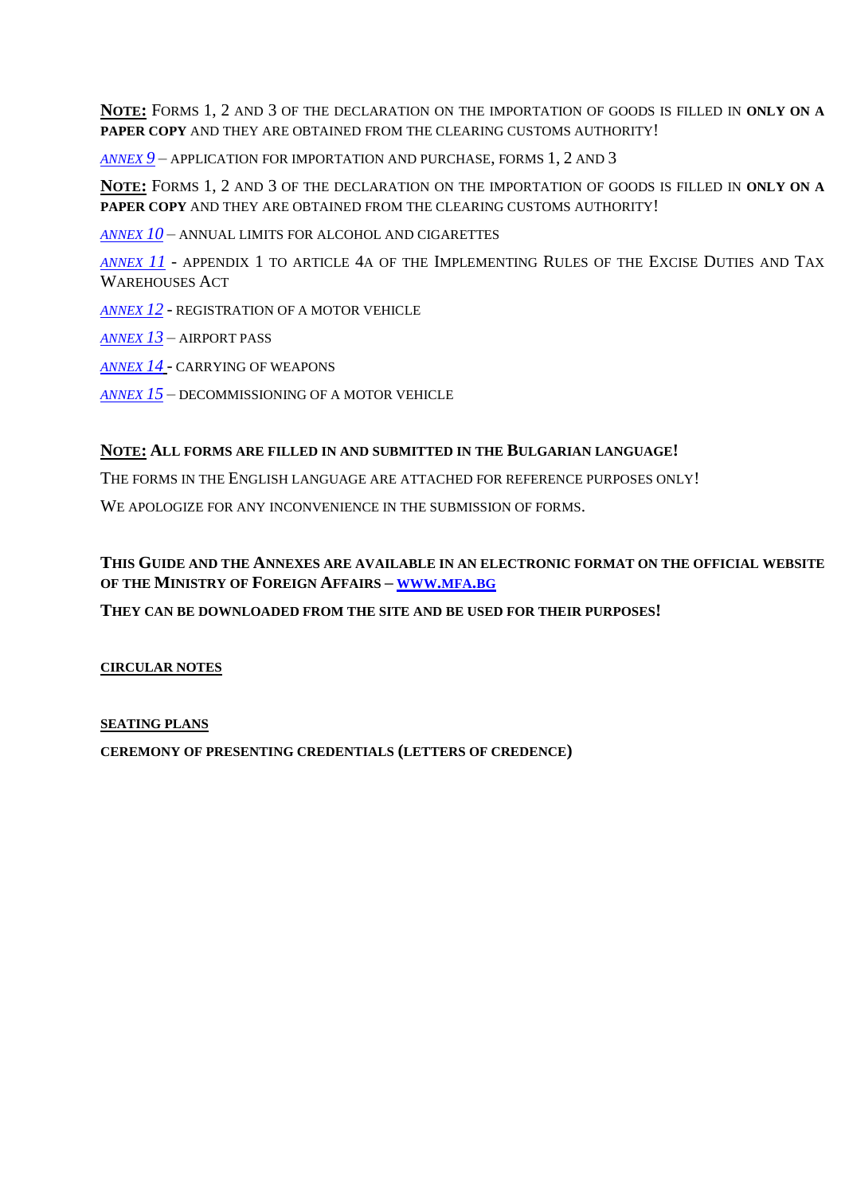**NOTE:** FORMS 1, 2 AND 3 OF THE DECLARATION ON THE IMPORTATION OF GOODS IS FILLED IN **ONLY ON A PAPER COPY** AND THEY ARE OBTAINED FROM THE CLEARING CUSTOMS AUTHORITY!

*ANNEX 9* – APPLICATION FOR IMPORTATION AND PURCHASE, FORMS 1, 2 AND 3

**NOTE:** FORMS 1, 2 AND 3 OF THE DECLARATION ON THE IMPORTATION OF GOODS IS FILLED IN **ONLY ON A PAPER COPY** AND THEY ARE OBTAINED FROM THE CLEARING CUSTOMS AUTHORITY!

*ANNEX 10* – ANNUAL LIMITS FOR ALCOHOL AND CIGARETTES

*ANNEX 11* - APPENDIX 1 TO ARTICLE 4A OF THE IMPLEMENTING RULES OF THE EXCISE DUTIES AND TAX WAREHOUSES ACT

*ANNEX 12* - REGISTRATION OF A MOTOR VEHICLE

*ANNEX 13* – AIRPORT PASS

*ANNEX 14* - CARRYING OF WEAPONS

*ANNEX 15* – DECOMMISSIONING OF A MOTOR VEHICLE

**NOTE: ALL FORMS ARE FILLED IN AND SUBMITTED IN THE BULGARIAN LANGUAGE!**

THE FORMS IN THE ENGLISH LANGUAGE ARE ATTACHED FOR REFERENCE PURPOSES ONLY!

WE APOLOGIZE FOR ANY INCONVENIENCE IN THE SUBMISSION OF FORMS.

**THIS GUIDE AND THE ANNEXES ARE AVAILABLE IN AN ELECTRONIC FORMAT ON THE OFFICIAL WEBSITE OF THE MINISTRY OF FOREIGN AFFAIRS – WWW.MFA.BG**

**THEY CAN BE DOWNLOADED FROM THE SITE AND BE USED FOR THEIR PURPOSES!**

**CIRCULAR NOTES**

**SEATING PLANS**

**CEREMONY OF PRESENTING CREDENTIALS (LETTERS OF CREDENCE)**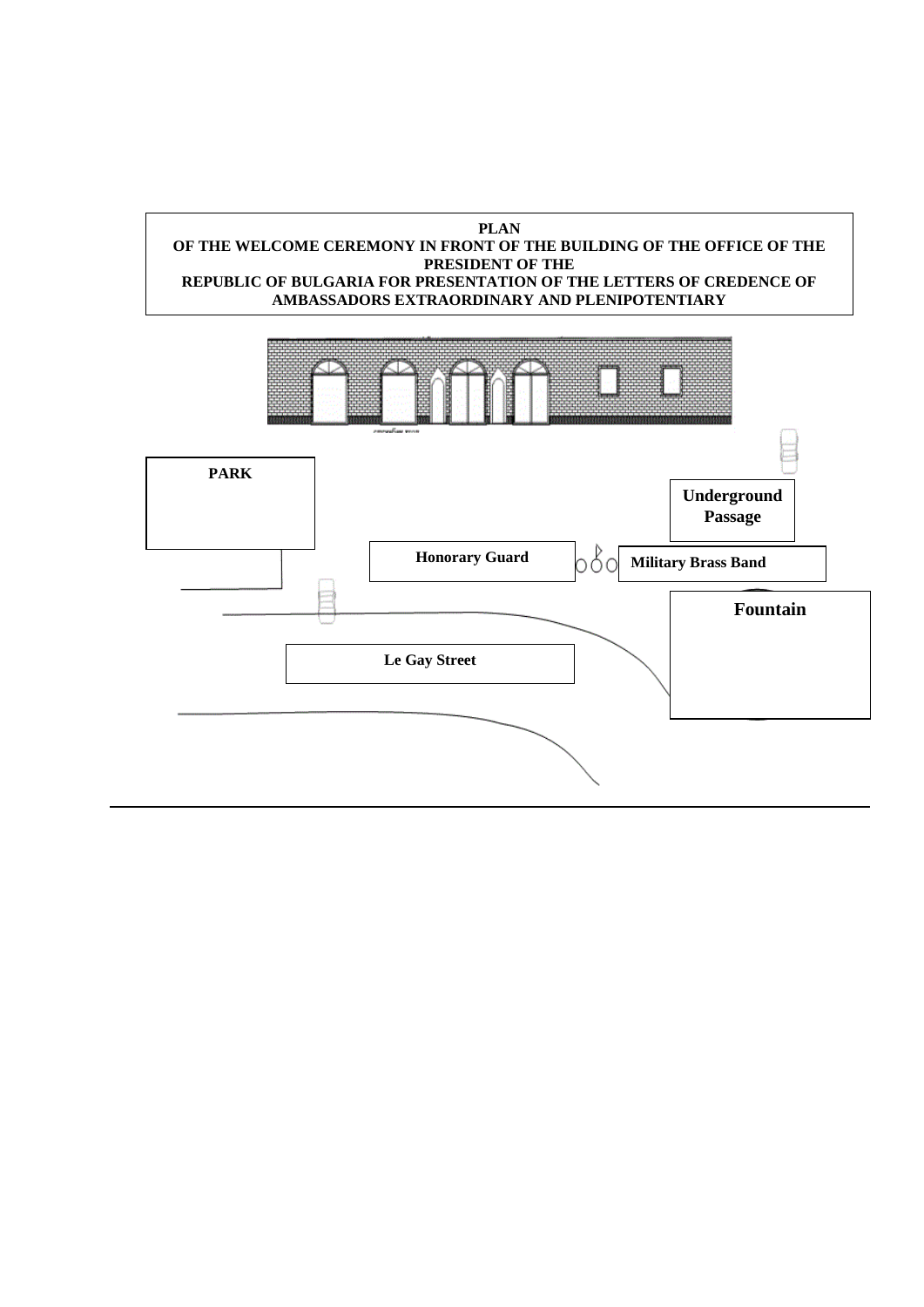**PLAN**
**OF THE WELCOME CEREMONY IN FRONT OF THE BUILDING OF THE OFFICE OF THE PRESIDENT OF THE REPUBLIC OF BULGARIA FOR PRESENTATION OF THE LETTERS OF CREDENCE OF AMBASSADORS EXTRAORDINARY AND PLENIPOTENTIARY**

PARK

Underground Passage

Honorary Guard

Military Brass Band

Fountain

Le Gay Street